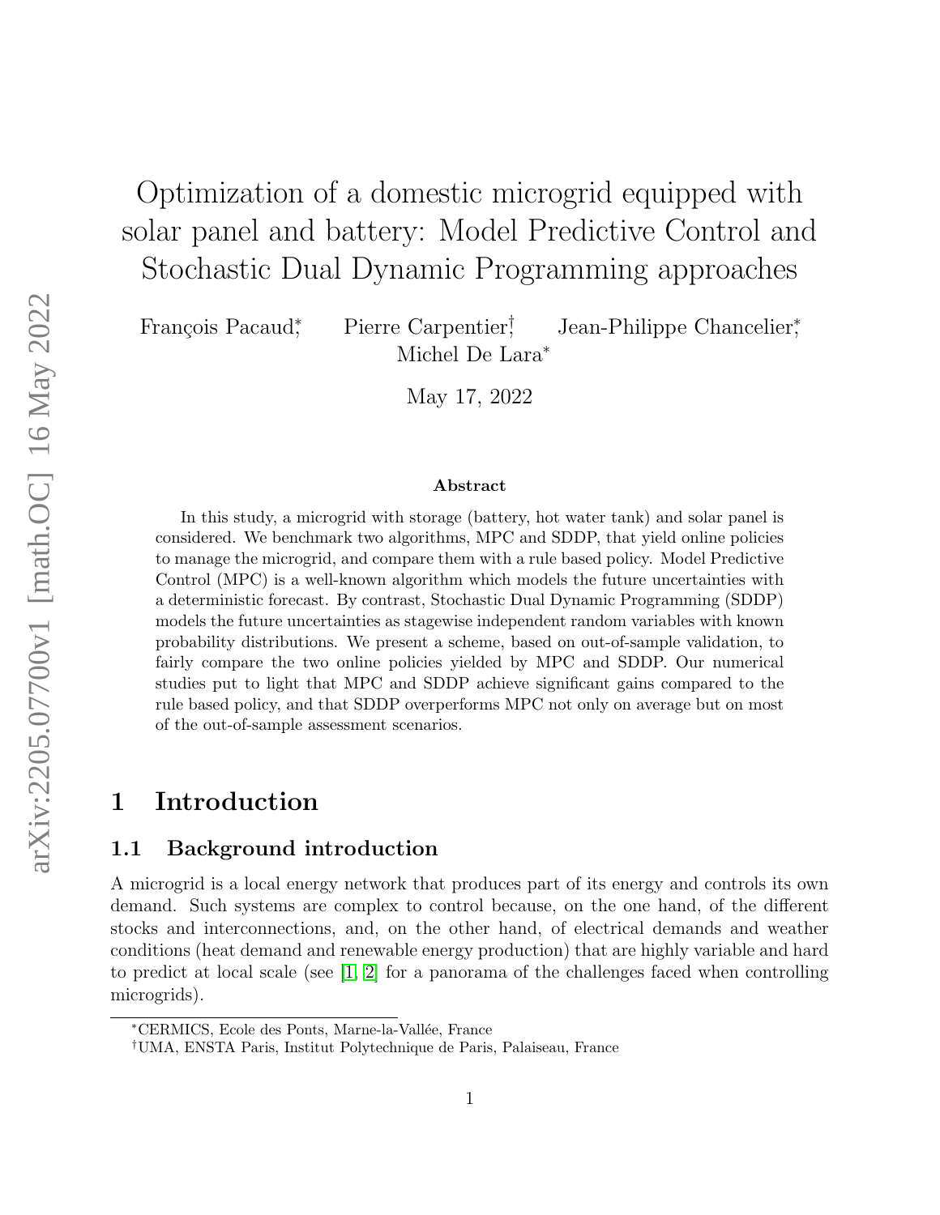# Optimization of a domestic microgrid equipped with solar panel and battery: Model Predictive Control and Stochastic Dual Dynamic Programming approaches

François Pacaud[*], Pierre Carpentier[†], Jean-Philippe Chancelier[*], Michel De Lara[*]

May 17, 2022

### Abstract

In this study, a microgrid with storage (battery, hot water tank) and solar panel is considered. We benchmark two algorithms, MPC and SDDP, that yield online policies to manage the microgrid, and compare them with a rule based policy. Model Predictive Control (MPC) is a well-known algorithm which models the future uncertainties with a deterministic forecast. By contrast, Stochastic Dual Dynamic Programming (SDDP) models the future uncertainties as stagewise independent random variables with known probability distributions. We present a scheme, based on out-of-sample validation, to fairly compare the two online policies yielded by MPC and SDDP. Our numerical studies put to light that MPC and SDDP achieve significant gains compared to the rule based policy, and that SDDP overperforms MPC not only on average but on most of the out-of-sample assessment scenarios.

## 1 Introduction

### 1.1 Background introduction

A microgrid is a local energy network that produces part of its energy and controls its own demand. Such systems are complex to control because, on the one hand, of the different stocks and interconnections, and, on the other hand, of electrical demands and weather conditions (heat demand and renewable energy production) that are highly variable and hard to predict at local scale (see [1, 2] for a panorama of the challenges faced when controlling microgrids).

[*]CERMICS, Ecole des Ponts, Marne-la-Vallée, France

[†]UMA, ENSTA Paris, Institut Polytechnique de Paris, Palaiseau, France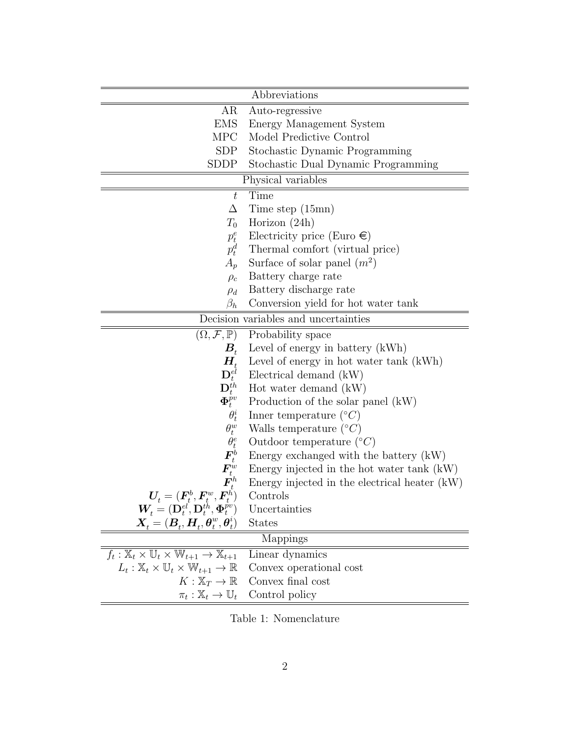| Abbreviations | |
|---|---|
| AR | Auto-regressive |
| EMS | Energy Management System |
| MPC | Model Predictive Control |
| SDP | Stochastic Dynamic Programming |
| SDDP | Stochastic Dual Dynamic Programming |
| **Physical variables** | |
| $t$ | Time |
| $\Delta$ | Time step (15mn) |
| $T_0$ | Horizon (24h) |
| $p_t^e$ | Electricity price (Euro €) |
| $p_t^d$ | Thermal comfort (virtual price) |
| $A_p$ | Surface of solar panel ($m^2$) |
| $\rho_c$ | Battery charge rate |
| $\rho_d$ | Battery discharge rate |
| $\beta_h$ | Conversion yield for hot water tank |
| **Decision variables and uncertainties** | |
| $(\Omega, \mathcal{F}, \mathbb{P})$ | Probability space |
| $\boldsymbol{B}_t$ | Level of energy in battery (kWh) |
| $\boldsymbol{H}_t$ | Level of energy in hot water tank (kWh) |
| $\mathbf{D}_t^{el}$ | Electrical demand (kW) |
| $\mathbf{D}_t^{th}$ | Hot water demand (kW) |
| $\mathbf{\Phi}_t^{pv}$ | Production of the solar panel (kW) |
| $\theta_t^i$ | Inner temperature ($^\circ C$) |
| $\theta_t^w$ | Walls temperature ($^\circ C$) |
| $\theta_t^e$ | Outdoor temperature ($^\circ C$) |
| $\boldsymbol{F}_t^b$ | Energy exchanged with the battery (kW) |
| $\boldsymbol{F}_t^w$ | Energy injected in the hot water tank (kW) |
| $\boldsymbol{F}_t^h$ | Energy injected in the electrical heater (kW) |
| $\boldsymbol{U}_t = (\boldsymbol{F}_t^b, \boldsymbol{F}_t^w, \boldsymbol{F}_t^h)$ | Controls |
| $\boldsymbol{W}_t = (\mathbf{D}_t^{el}, \mathbf{D}_t^{th}, \mathbf{\Phi}_t^{pv})$ | Uncertainties |
| $\boldsymbol{X}_t = (\boldsymbol{B}_t, \boldsymbol{H}_t, \boldsymbol{\theta}_t^w, \boldsymbol{\theta}_t^i)$ | States |
| **Mappings** | |
| $f_t : \mathbb{X}_t \times \mathbb{U}_t \times \mathbb{W}_{t+1} \to \mathbb{X}_{t+1}$ | Linear dynamics |
| $L_t : \mathbb{X}_t \times \mathbb{U}_t \times \mathbb{W}_{t+1} \to \mathbb{R}$ | Convex operational cost |
| $K : \mathbb{X}_T \to \mathbb{R}$ | Convex final cost |
| $\pi_t : \mathbb{X}_t \to \mathbb{U}_t$ | Control policy |

Table 1: Nomenclature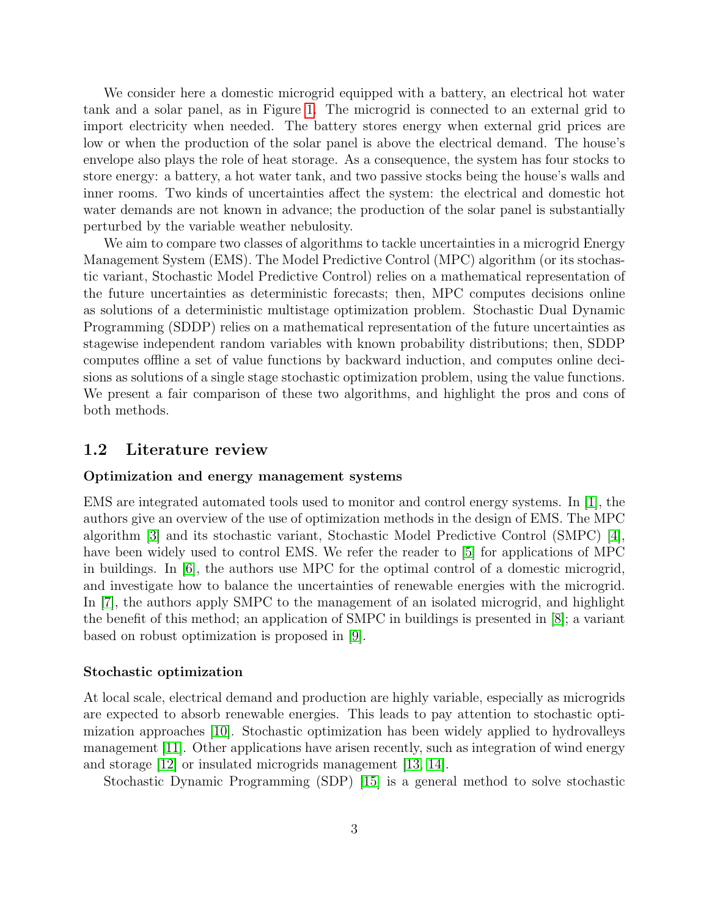We consider here a domestic microgrid equipped with a battery, an electrical hot water tank and a solar panel, as in Figure 1. The microgrid is connected to an external grid to import electricity when needed. The battery stores energy when external grid prices are low or when the production of the solar panel is above the electrical demand. The house's envelope also plays the role of heat storage. As a consequence, the system has four stocks to store energy: a battery, a hot water tank, and two passive stocks being the house's walls and inner rooms. Two kinds of uncertainties affect the system: the electrical and domestic hot water demands are not known in advance; the production of the solar panel is substantially perturbed by the variable weather nebulosity.

We aim to compare two classes of algorithms to tackle uncertainties in a microgrid Energy Management System (EMS). The Model Predictive Control (MPC) algorithm (or its stochastic variant, Stochastic Model Predictive Control) relies on a mathematical representation of the future uncertainties as deterministic forecasts; then, MPC computes decisions online as solutions of a deterministic multistage optimization problem. Stochastic Dual Dynamic Programming (SDDP) relies on a mathematical representation of the future uncertainties as stagewise independent random variables with known probability distributions; then, SDDP computes offline a set of value functions by backward induction, and computes online decisions as solutions of a single stage stochastic optimization problem, using the value functions. We present a fair comparison of these two algorithms, and highlight the pros and cons of both methods.

## 1.2 Literature review

#### Optimization and energy management systems

EMS are integrated automated tools used to monitor and control energy systems. In [1], the authors give an overview of the use of optimization methods in the design of EMS. The MPC algorithm [3] and its stochastic variant, Stochastic Model Predictive Control (SMPC) [4], have been widely used to control EMS. We refer the reader to [5] for applications of MPC in buildings. In [6], the authors use MPC for the optimal control of a domestic microgrid, and investigate how to balance the uncertainties of renewable energies with the microgrid. In [7], the authors apply SMPC to the management of an isolated microgrid, and highlight the benefit of this method; an application of SMPC in buildings is presented in [8]; a variant based on robust optimization is proposed in [9].

#### Stochastic optimization

At local scale, electrical demand and production are highly variable, especially as microgrids are expected to absorb renewable energies. This leads to pay attention to stochastic optimization approaches [10]. Stochastic optimization has been widely applied to hydrovalleys management [11]. Other applications have arisen recently, such as integration of wind energy and storage [12] or insulated microgrids management [13, 14].

Stochastic Dynamic Programming (SDP) [15] is a general method to solve stochastic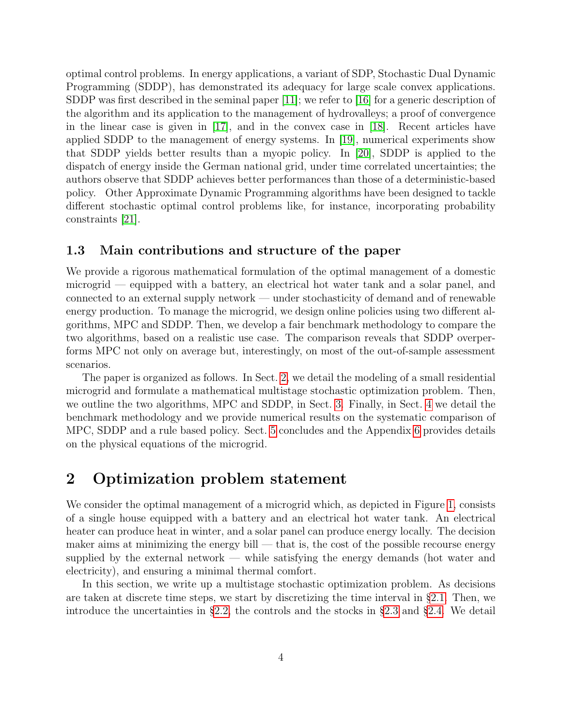optimal control problems. In energy applications, a variant of SDP, Stochastic Dual Dynamic Programming (SDDP), has demonstrated its adequacy for large scale convex applications. SDDP was first described in the seminal paper [11]; we refer to [16] for a generic description of the algorithm and its application to the management of hydrovalleys; a proof of convergence in the linear case is given in [17], and in the convex case in [18]. Recent articles have applied SDDP to the management of energy systems. In [19], numerical experiments show that SDDP yields better results than a myopic policy. In [20], SDDP is applied to the dispatch of energy inside the German national grid, under time correlated uncertainties; the authors observe that SDDP achieves better performances than those of a deterministic-based policy. Other Approximate Dynamic Programming algorithms have been designed to tackle different stochastic optimal control problems like, for instance, incorporating probability constraints [21].

### 1.3 Main contributions and structure of the paper

We provide a rigorous mathematical formulation of the optimal management of a domestic microgrid — equipped with a battery, an electrical hot water tank and a solar panel, and connected to an external supply network — under stochasticity of demand and of renewable energy production. To manage the microgrid, we design online policies using two different algorithms, MPC and SDDP. Then, we develop a fair benchmark methodology to compare the two algorithms, based on a realistic use case. The comparison reveals that SDDP overperforms MPC not only on average but, interestingly, on most of the out-of-sample assessment scenarios.

The paper is organized as follows. In Sect. 2, we detail the modeling of a small residential microgrid and formulate a mathematical multistage stochastic optimization problem. Then, we outline the two algorithms, MPC and SDDP, in Sect. 3. Finally, in Sect. 4 we detail the benchmark methodology and we provide numerical results on the systematic comparison of MPC, SDDP and a rule based policy. Sect. 5 concludes and the Appendix 6 provides details on the physical equations of the microgrid.

## 2 Optimization problem statement

We consider the optimal management of a microgrid which, as depicted in Figure 1, consists of a single house equipped with a battery and an electrical hot water tank. An electrical heater can produce heat in winter, and a solar panel can produce energy locally. The decision maker aims at minimizing the energy bill — that is, the cost of the possible recourse energy supplied by the external network — while satisfying the energy demands (hot water and electricity), and ensuring a minimal thermal comfort.

In this section, we write up a multistage stochastic optimization problem. As decisions are taken at discrete time steps, we start by discretizing the time interval in §2.1. Then, we introduce the uncertainties in §2.2, the controls and the stocks in §2.3 and §2.4. We detail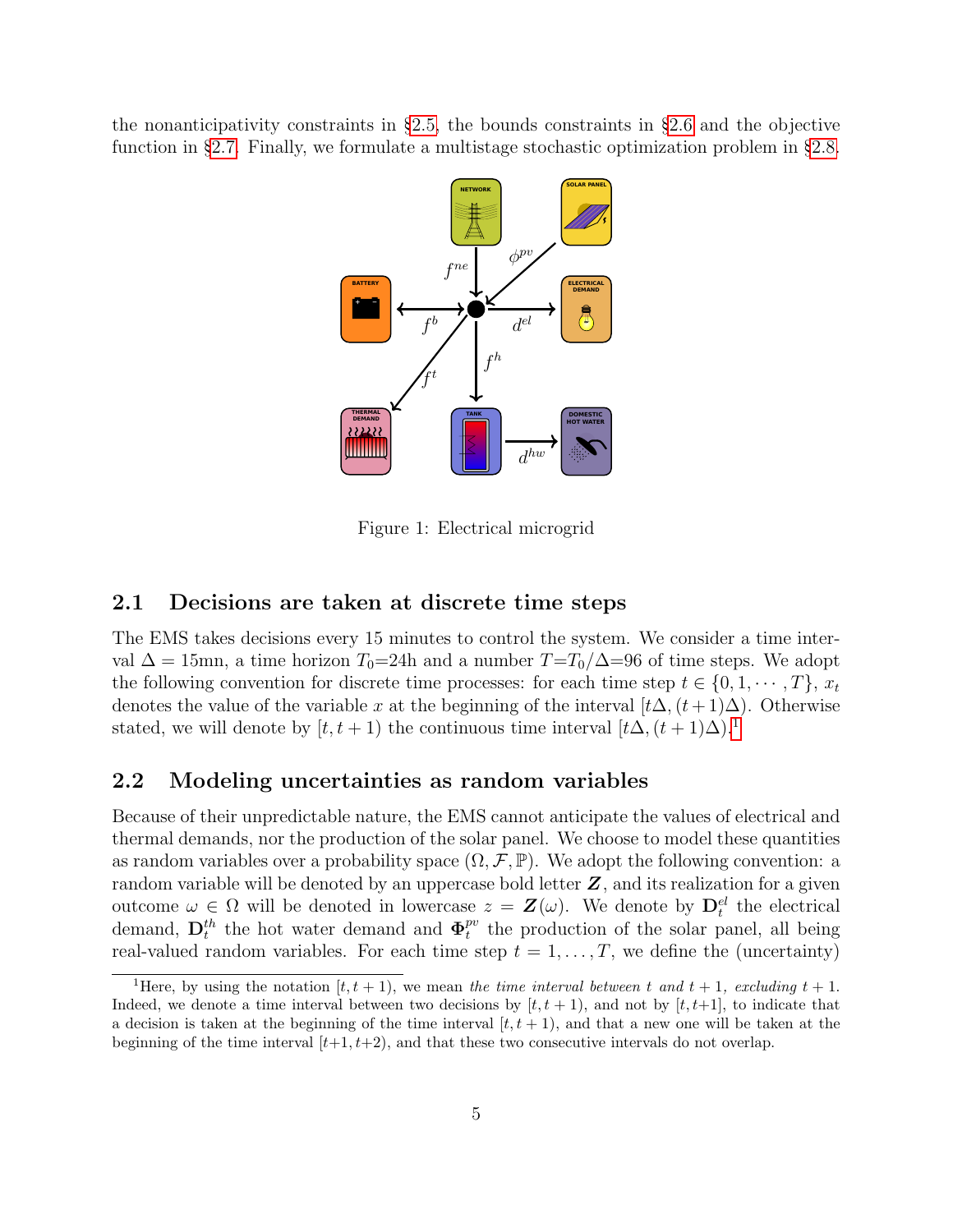the nonanticipativity constraints in §2.5, the bounds constraints in §2.6 and the objective function in §2.7. Finally, we formulate a multistage stochastic optimization problem in §2.8.

Figure 1: Electrical microgrid

### 2.1 Decisions are taken at discrete time steps

The EMS takes decisions every 15 minutes to control the system. We consider a time interval $\Delta = 15\text{mn}$, a time horizon $T_0$=24h and a number $T$=$T_0/\Delta$=96 of time steps. We adopt the following convention for discrete time processes: for each time step $t \in \{0, 1, \cdots, T\}$, $x_t$ denotes the value of the variable $x$ at the beginning of the interval $[t\Delta, (t+1)\Delta)$. Otherwise stated, we will denote by $[t, t+1)$ the continuous time interval $[t\Delta, (t+1)\Delta)$.[1]

### 2.2 Modeling uncertainties as random variables

Because of their unpredictable nature, the EMS cannot anticipate the values of electrical and thermal demands, nor the production of the solar panel. We choose to model these quantities as random variables over a probability space $(\Omega, \mathcal{F}, \mathbb{P})$. We adopt the following convention: a random variable will be denoted by an uppercase bold letter $\boldsymbol{Z}$, and its realization for a given outcome $\omega \in \Omega$ will be denoted in lowercase $z = \boldsymbol{Z}(\omega)$. We denote by $\mathbf{D}^{el}_t$ the electrical demand, $\mathbf{D}^{th}_t$ the hot water demand and $\boldsymbol{\Phi}^{pv}_t$ the production of the solar panel, all being real-valued random variables. For each time step $t = 1, \ldots, T$, we define the (uncertainty)

[1] Here, by using the notation $[t, t+1)$, we mean *the time interval between* $t$ *and* $t+1$*, excluding* $t+1$. Indeed, we denote a time interval between two decisions by $[t, t+1)$, and not by $[t, t+1]$, to indicate that a decision is taken at the beginning of the time interval $[t, t+1)$, and that a new one will be taken at the beginning of the time interval $[t+1, t+2)$, and that these two consecutive intervals do not overlap.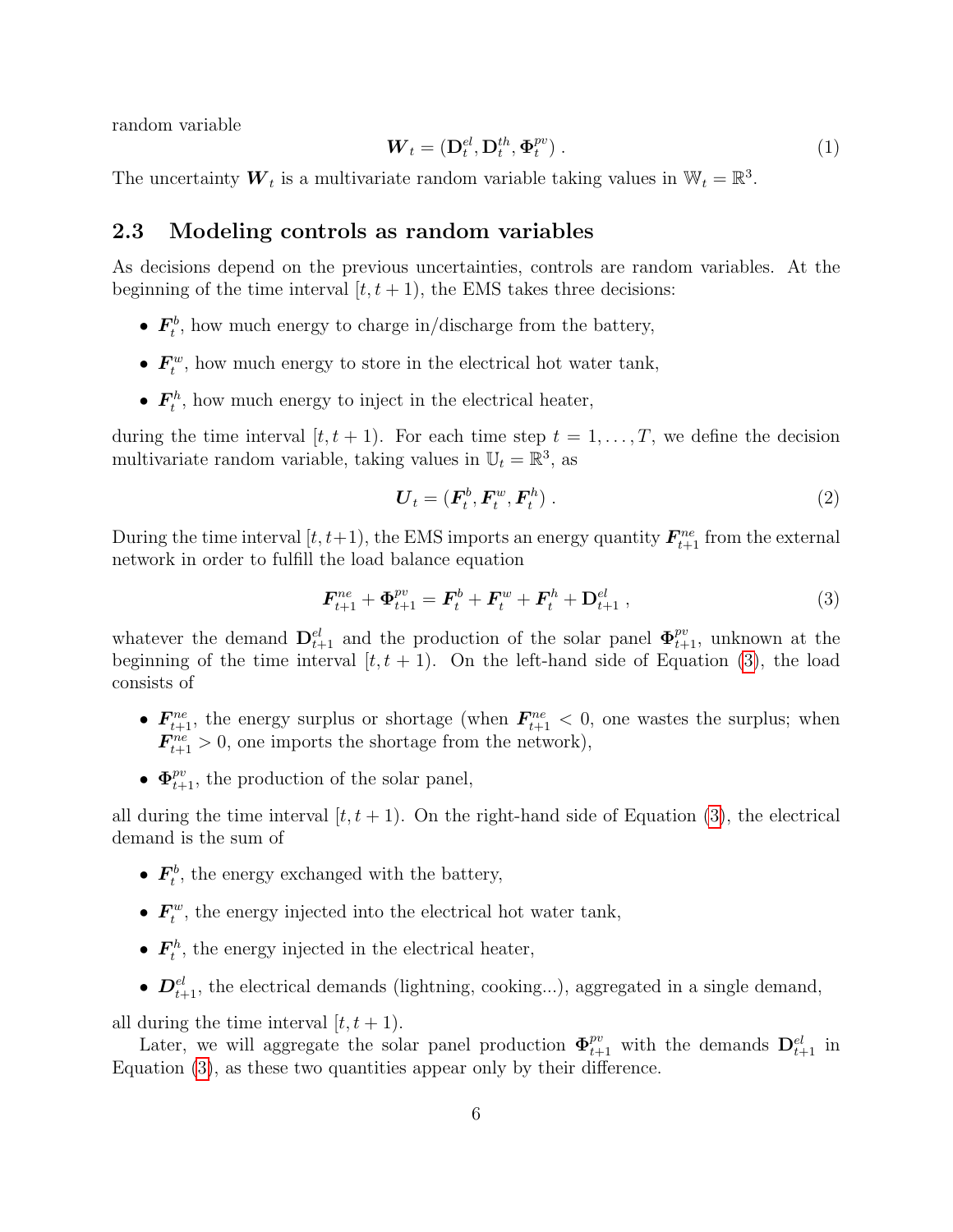random variable

$$\boldsymbol{W}_t = (\mathbf{D}^{el}_t, \mathbf{D}^{th}_t, \boldsymbol{\Phi}^{pv}_t) \ . \tag{1}$$

The uncertainty $\boldsymbol{W}_t$ is a multivariate random variable taking values in $\mathbb{W}_t = \mathbb{R}^3$.

## 2.3 Modeling controls as random variables

As decisions depend on the previous uncertainties, controls are random variables. At the beginning of the time interval $[t, t+1)$, the EMS takes three decisions:

- $\boldsymbol{F}^b_t$, how much energy to charge in/discharge from the battery,
- $\boldsymbol{F}^w_t$, how much energy to store in the electrical hot water tank,
- $\boldsymbol{F}^h_t$, how much energy to inject in the electrical heater,

during the time interval $[t, t+1)$. For each time step $t = 1, \ldots, T$, we define the decision multivariate random variable, taking values in $\mathbb{U}_t = \mathbb{R}^3$, as

$$\boldsymbol{U}_t = (\boldsymbol{F}^b_t, \boldsymbol{F}^w_t, \boldsymbol{F}^h_t) \ . \tag{2}$$

During the time interval $[t, t+1)$, the EMS imports an energy quantity $\boldsymbol{F}^{ne}_{t+1}$ from the external network in order to fulfill the load balance equation

$$\boldsymbol{F}^{ne}_{t+1} + \boldsymbol{\Phi}^{pv}_{t+1} = \boldsymbol{F}^b_t + \boldsymbol{F}^w_t + \boldsymbol{F}^h_t + \mathbf{D}^{el}_{t+1} \ , \tag{3}$$

whatever the demand $\mathbf{D}^{el}_{t+1}$ and the production of the solar panel $\boldsymbol{\Phi}^{pv}_{t+1}$, unknown at the beginning of the time interval $[t, t+1)$. On the left-hand side of Equation (3), the load consists of

- $\boldsymbol{F}^{ne}_{t+1}$, the energy surplus or shortage (when $\boldsymbol{F}^{ne}_{t+1} < 0$, one wastes the surplus; when $\boldsymbol{F}^{ne}_{t+1} > 0$, one imports the shortage from the network),
- $\boldsymbol{\Phi}^{pv}_{t+1}$, the production of the solar panel,

all during the time interval $[t, t+1)$. On the right-hand side of Equation (3), the electrical demand is the sum of

- $\boldsymbol{F}^b_t$, the energy exchanged with the battery,
- $\boldsymbol{F}^w_t$, the energy injected into the electrical hot water tank,
- $\boldsymbol{F}^h_t$, the energy injected in the electrical heater,
- $\boldsymbol{D}^{el}_{t+1}$, the electrical demands (lightning, cooking...), aggregated in a single demand,

all during the time interval $[t, t+1)$.

Later, we will aggregate the solar panel production $\boldsymbol{\Phi}^{pv}_{t+1}$ with the demands $\mathbf{D}^{el}_{t+1}$ in Equation (3), as these two quantities appear only by their difference.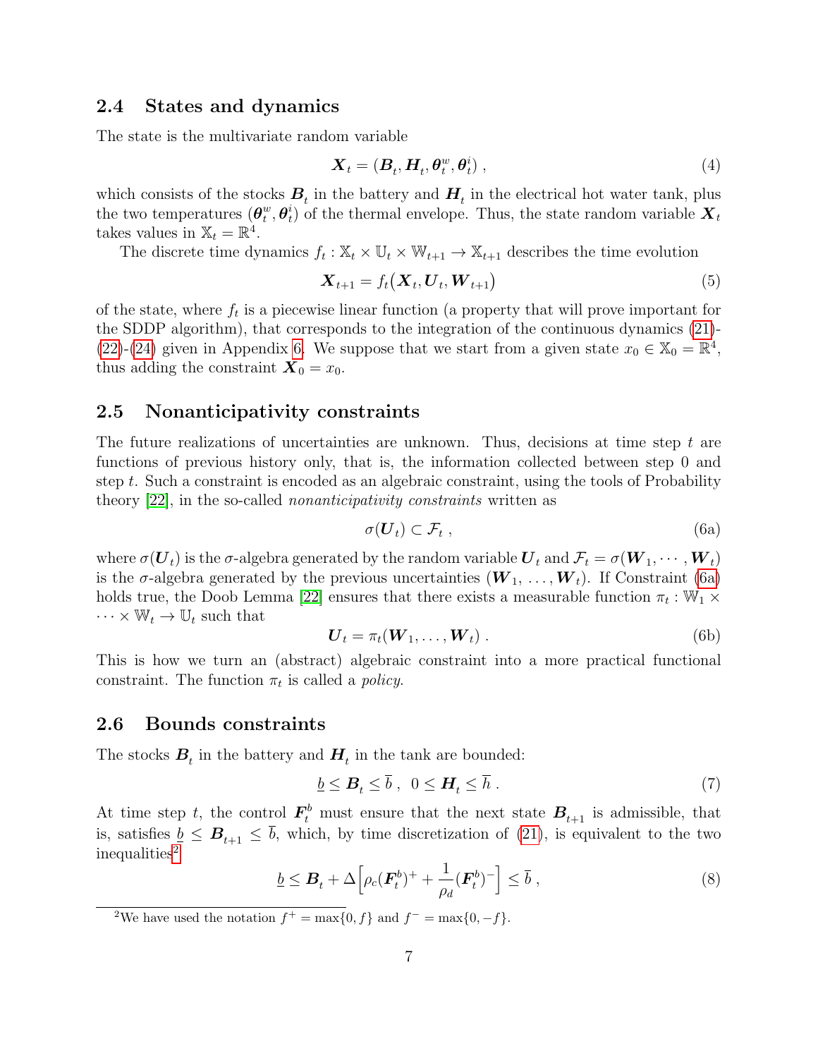### 2.4 States and dynamics

The state is the multivariate random variable

$$\boldsymbol{X}_t = (\boldsymbol{B}_t, \boldsymbol{H}_t, \boldsymbol{\theta}^w_t, \boldsymbol{\theta}^i_t) \ , \tag{4}$$

which consists of the stocks $\boldsymbol{B}_t$ in the battery and $\boldsymbol{H}_t$ in the electrical hot water tank, plus the two temperatures $(\boldsymbol{\theta}^w_t, \boldsymbol{\theta}^i_t)$ of the thermal envelope. Thus, the state random variable $\boldsymbol{X}_t$ takes values in $\mathbb{X}_t = \mathbb{R}^4$.

The discrete time dynamics $f_t : \mathbb{X}_t \times \mathbb{U}_t \times \mathbb{W}_{t+1} \to \mathbb{X}_{t+1}$ describes the time evolution

$$\boldsymbol{X}_{t+1} = f_t\big(\boldsymbol{X}_t, \boldsymbol{U}_t, \boldsymbol{W}_{t+1}\big) \tag{5}$$

of the state, where $f_t$ is a piecewise linear function (a property that will prove important for the SDDP algorithm), that corresponds to the integration of the continuous dynamics (21)-(22)-(24) given in Appendix 6. We suppose that we start from a given state $x_0 \in \mathbb{X}_0 = \mathbb{R}^4$, thus adding the constraint $\boldsymbol{X}_0 = x_0$.

### 2.5 Nonanticipativity constraints

The future realizations of uncertainties are unknown. Thus, decisions at time step $t$ are functions of previous history only, that is, the information collected between step 0 and step $t$. Such a constraint is encoded as an algebraic constraint, using the tools of Probability theory [22], in the so-called *nonanticipativity constraints* written as

$$\sigma(\boldsymbol{U}_t) \subset \mathcal{F}_t \ , \tag{6a}$$

where $\sigma(\boldsymbol{U}_t)$ is the $\sigma$-algebra generated by the random variable $\boldsymbol{U}_t$ and $\mathcal{F}_t = \sigma(\boldsymbol{W}_1, \cdots, \boldsymbol{W}_t)$ is the $\sigma$-algebra generated by the previous uncertainties $(\boldsymbol{W}_1, \ldots, \boldsymbol{W}_t)$. If Constraint (6a) holds true, the Doob Lemma [22] ensures that there exists a measurable function $\pi_t : \mathbb{W}_1 \times \cdots \times \mathbb{W}_t \to \mathbb{U}_t$ such that

$$\boldsymbol{U}_t = \pi_t(\boldsymbol{W}_1, \ldots, \boldsymbol{W}_t) \ . \tag{6b}$$

This is how we turn an (abstract) algebraic constraint into a more practical functional constraint. The function $\pi_t$ is called a *policy*.

### 2.6 Bounds constraints

The stocks $\boldsymbol{B}_t$ in the battery and $\boldsymbol{H}_t$ in the tank are bounded:

$$\underline{b} \leq \boldsymbol{B}_t \leq \overline{b} \ , \ \ 0 \leq \boldsymbol{H}_t \leq \overline{h} \ . \tag{7}$$

At time step $t$, the control $\boldsymbol{F}^b_t$ must ensure that the next state $\boldsymbol{B}_{t+1}$ is admissible, that is, satisfies $\underline{b} \leq \boldsymbol{B}_{t+1} \leq \overline{b}$, which, by time discretization of (21), is equivalent to the two inequalities[2]

$$\underline{b} \leq \boldsymbol{B}_t + \Delta\Big[\rho_c(\boldsymbol{F}^b_t)^+ + \frac{1}{\rho_d}(\boldsymbol{F}^b_t)^-\Big] \leq \overline{b} \ , \tag{8}$$

[2] We have used the notation $f^+ = \max\{0, f\}$ and $f^- = \max\{0, -f\}$.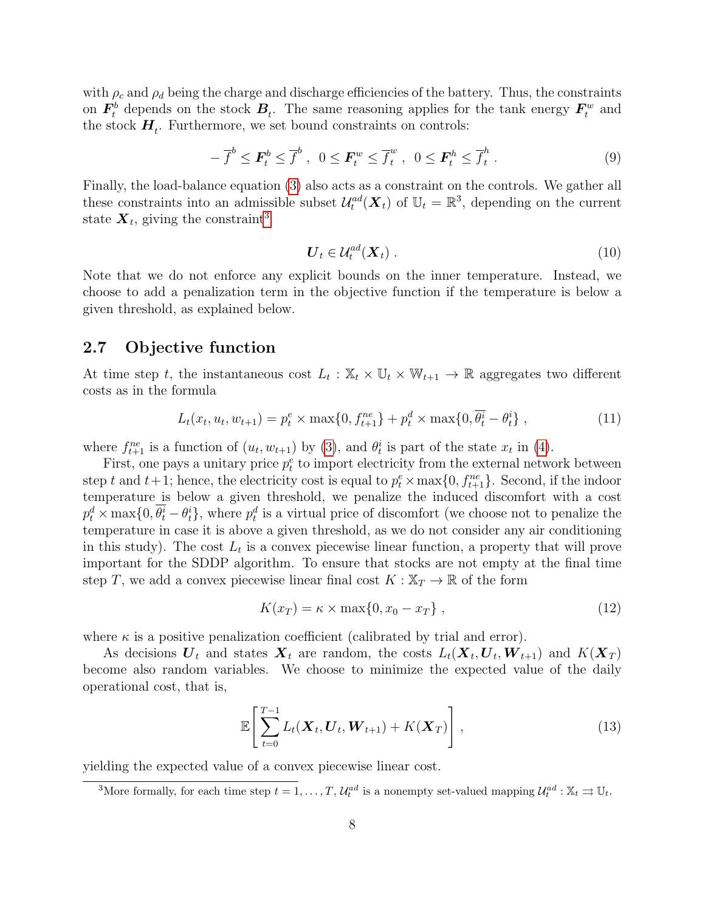with $\rho_c$ and $\rho_d$ being the charge and discharge efficiencies of the battery. Thus, the constraints on $\boldsymbol{F}_t^b$ depends on the stock $\boldsymbol{B}_t$. The same reasoning applies for the tank energy $\boldsymbol{F}_t^w$ and the stock $\boldsymbol{H}_t$. Furthermore, we set bound constraints on controls:

$$
-\overline{f}^b \leq \boldsymbol{F}_t^b \leq \overline{f}^b \ , \ \ 0 \leq \boldsymbol{F}_t^w \leq \overline{f}_t^w \ , \ \ 0 \leq \boldsymbol{F}_t^h \leq \overline{f}_t^h \ . \tag{9}
$$

Finally, the load-balance equation (3) also acts as a constraint on the controls. We gather all these constraints into an admissible subset $\mathcal{U}_t^{ad}(\boldsymbol{X}_t)$ of $\mathbb{U}_t = \mathbb{R}^3$, depending on the current state $\boldsymbol{X}_t$, giving the constraint[3]

$$
\boldsymbol{U}_t \in \mathcal{U}_t^{ad}(\boldsymbol{X}_t) \ . \tag{10}
$$

Note that we do not enforce any explicit bounds on the inner temperature. Instead, we choose to add a penalization term in the objective function if the temperature is below a given threshold, as explained below.

## 2.7 Objective function

At time step $t$, the instantaneous cost $L_t : \mathbb{X}_t \times \mathbb{U}_t \times \mathbb{W}_{t+1} \to \mathbb{R}$ aggregates two different costs as in the formula

$$
L_t(x_t, u_t, w_{t+1}) = p_t^e \times \max\{0, f_{t+1}^{ne}\} + p_t^d \times \max\{0, \overline{\theta_t^i} - \theta_t^i\} \ , \tag{11}
$$

where $f_{t+1}^{ne}$ is a function of $(u_t, w_{t+1})$ by (3), and $\theta_t^i$ is part of the state $x_t$ in (4).

First, one pays a unitary price $p_t^e$ to import electricity from the external network between step $t$ and $t+1$; hence, the electricity cost is equal to $p_t^e \times \max\{0, f_{t+1}^{ne}\}$. Second, if the indoor temperature is below a given threshold, we penalize the induced discomfort with a cost $p_t^d \times \max\{0, \overline{\theta_t^i} - \theta_t^i\}$, where $p_t^d$ is a virtual price of discomfort (we choose not to penalize the temperature in case it is above a given threshold, as we do not consider any air conditioning in this study). The cost $L_t$ is a convex piecewise linear function, a property that will prove important for the SDDP algorithm. To ensure that stocks are not empty at the final time step $T$, we add a convex piecewise linear final cost $K : \mathbb{X}_T \to \mathbb{R}$ of the form

$$
K(x_T) = \kappa \times \max\{0, x_0 - x_T\} \ , \tag{12}
$$

where $\kappa$ is a positive penalization coefficient (calibrated by trial and error).

As decisions $\boldsymbol{U}_t$ and states $\boldsymbol{X}_t$ are random, the costs $L_t(\boldsymbol{X}_t, \boldsymbol{U}_t, \boldsymbol{W}_{t+1})$ and $K(\boldsymbol{X}_T)$ become also random variables. We choose to minimize the expected value of the daily operational cost, that is,

$$
\mathbb{E}\left[\sum_{t=0}^{T-1} L_t(\boldsymbol{X}_t, \boldsymbol{U}_t, \boldsymbol{W}_{t+1}) + K(\boldsymbol{X}_T)\right] , \tag{13}
$$

yielding the expected value of a convex piecewise linear cost.

[3] More formally, for each time step $t = 1, \ldots, T$, $\mathcal{U}_t^{ad}$ is a nonempty set-valued mapping $\mathcal{U}_t^{ad} : \mathbb{X}_t \rightrightarrows \mathbb{U}_t$.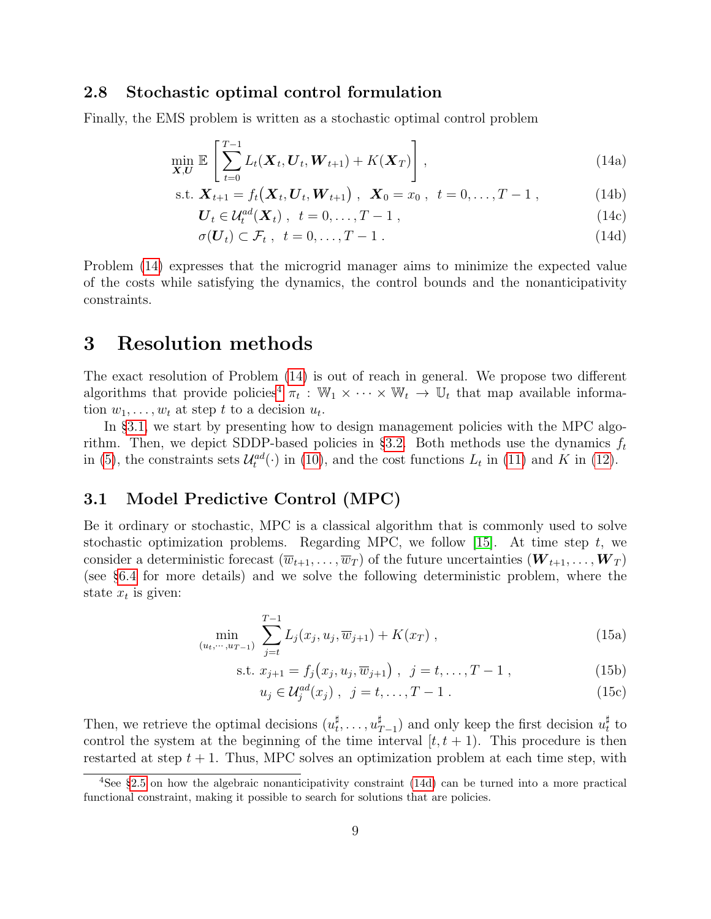### 2.8 Stochastic optimal control formulation

Finally, the EMS problem is written as a stochastic optimal control problem

$$\min_{\boldsymbol{X},\boldsymbol{U}} \mathbb{E}\left[\sum_{t=0}^{T-1} L_t(\boldsymbol{X}_t, \boldsymbol{U}_t, \boldsymbol{W}_{t+1}) + K(\boldsymbol{X}_T)\right], \tag{14a}$$

$$\text{s.t. } \boldsymbol{X}_{t+1} = f_t\big(\boldsymbol{X}_t, \boldsymbol{U}_t, \boldsymbol{W}_{t+1}\big) \ , \ \ \boldsymbol{X}_0 = x_0 \ , \ \ t = 0, \ldots, T-1 \ , \tag{14b}$$

$$\boldsymbol{U}_t \in \mathcal{U}_t^{ad}(\boldsymbol{X}_t) \ , \ \ t = 0, \ldots, T-1 \ , \tag{14c}$$

$$\sigma(\boldsymbol{U}_t) \subset \mathcal{F}_t \ , \ \ t = 0, \ldots, T-1 \ . \tag{14d}$$

Problem (14) expresses that the microgrid manager aims to minimize the expected value of the costs while satisfying the dynamics, the control bounds and the nonanticipativity constraints.

# 3 Resolution methods

The exact resolution of Problem (14) is out of reach in general. We propose two different algorithms that provide policies[4] $\pi_t : \mathbb{W}_1 \times \cdots \times \mathbb{W}_t \to \mathbb{U}_t$ that map available information $w_1, \ldots, w_t$ at step $t$ to a decision $u_t$.

In §3.1, we start by presenting how to design management policies with the MPC algorithm. Then, we depict SDDP-based policies in §3.2. Both methods use the dynamics $f_t$ in (5), the constraints sets $\mathcal{U}_t^{ad}(\cdot)$ in (10), and the cost functions $L_t$ in (11) and $K$ in (12).

## 3.1 Model Predictive Control (MPC)

Be it ordinary or stochastic, MPC is a classical algorithm that is commonly used to solve stochastic optimization problems. Regarding MPC, we follow [15]. At time step $t$, we consider a deterministic forecast $(\overline{w}_{t+1}, \ldots, \overline{w}_T)$ of the future uncertainties $(\boldsymbol{W}_{t+1}, \ldots, \boldsymbol{W}_T)$ (see §6.4 for more details) and we solve the following deterministic problem, where the state $x_t$ is given:

$$\min_{(u_t, \cdots, u_{T-1})} \sum_{j=t}^{T-1} L_j(x_j, u_j, \overline{w}_{j+1}) + K(x_T) \ , \tag{15a}$$

$$\text{s.t. } x_{j+1} = f_j\big(x_j, u_j, \overline{w}_{j+1}\big) \ , \ \ j = t, \ldots, T-1 \ , \tag{15b}$$

$$u_j \in \mathcal{U}_j^{ad}(x_j) \ , \ \ j = t, \ldots, T-1 \ . \tag{15c}$$

Then, we retrieve the optimal decisions $(u_t^\sharp, \ldots, u_{T-1}^\sharp)$ and only keep the first decision $u_t^\sharp$ to control the system at the beginning of the time interval $[t, t+1)$. This procedure is then restarted at step $t+1$. Thus, MPC solves an optimization problem at each time step, with

[4] See §2.5 on how the algebraic nonanticipativity constraint (14d) can be turned into a more practical functional constraint, making it possible to search for solutions that are policies.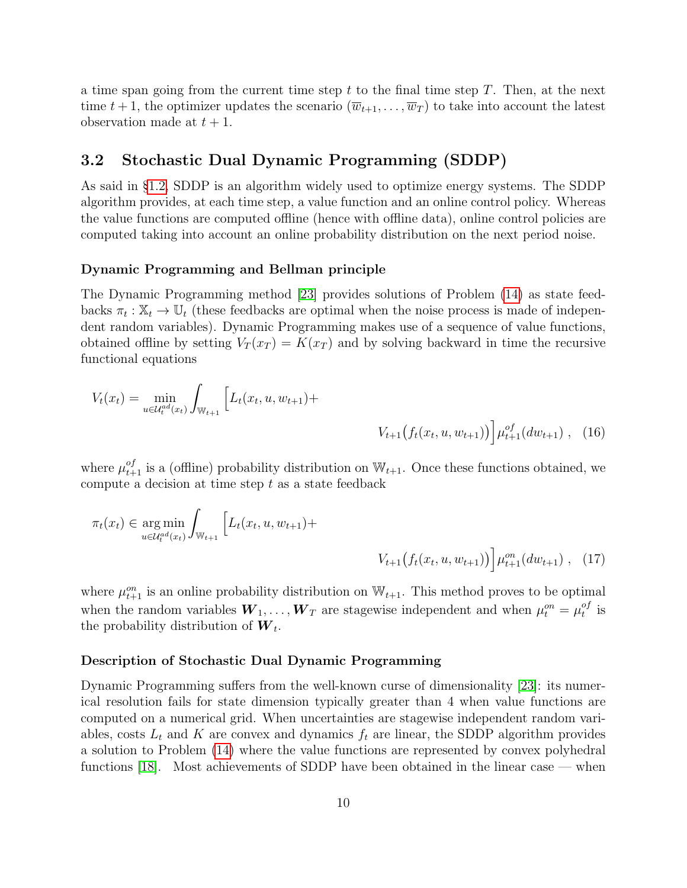a time span going from the current time step $t$ to the final time step $T$. Then, at the next time $t+1$, the optimizer updates the scenario $(\overline{w}_{t+1}, \dots, \overline{w}_T)$ to take into account the latest observation made at $t+1$.

## 3.2 Stochastic Dual Dynamic Programming (SDDP)

As said in §1.2, SDDP is an algorithm widely used to optimize energy systems. The SDDP algorithm provides, at each time step, a value function and an online control policy. Whereas the value functions are computed offline (hence with offline data), online control policies are computed taking into account an online probability distribution on the next period noise.

#### Dynamic Programming and Bellman principle

The Dynamic Programming method [23] provides solutions of Problem (14) as state feedbacks $\pi_t : \mathbb{X}_t \to \mathbb{U}_t$ (these feedbacks are optimal when the noise process is made of independent random variables). Dynamic Programming makes use of a sequence of value functions, obtained offline by setting $V_T(x_T) = K(x_T)$ and by solving backward in time the recursive functional equations

$$V_t(x_t) = \min_{u \in \mathcal{U}_t^{ad}(x_t)} \int_{\mathbb{W}_{t+1}} \Big[ L_t(x_t, u, w_{t+1}) + V_{t+1}\big(f_t(x_t, u, w_{t+1})\big) \Big] \mu_{t+1}^{of}(dw_{t+1}) \; , \quad (16)$$

where $\mu_{t+1}^{of}$ is a (offline) probability distribution on $\mathbb{W}_{t+1}$. Once these functions obtained, we compute a decision at time step $t$ as a state feedback

$$\pi_t(x_t) \in \operatorname*{arg\,min}_{u \in \mathcal{U}_t^{ad}(x_t)} \int_{\mathbb{W}_{t+1}} \Big[ L_t(x_t, u, w_{t+1}) + V_{t+1}\big(f_t(x_t, u, w_{t+1})\big) \Big] \mu_{t+1}^{on}(dw_{t+1}) \; , \quad (17)$$

where $\mu_{t+1}^{on}$ is an online probability distribution on $\mathbb{W}_{t+1}$. This method proves to be optimal when the random variables $\boldsymbol{W}_1, \dots, \boldsymbol{W}_T$ are stagewise independent and when $\mu_t^{on} = \mu_t^{of}$ is the probability distribution of $\boldsymbol{W}_t$.

#### Description of Stochastic Dual Dynamic Programming

Dynamic Programming suffers from the well-known curse of dimensionality [23]: its numerical resolution fails for state dimension typically greater than 4 when value functions are computed on a numerical grid. When uncertainties are stagewise independent random variables, costs $L_t$ and $K$ are convex and dynamics $f_t$ are linear, the SDDP algorithm provides a solution to Problem (14) where the value functions are represented by convex polyhedral functions [18]. Most achievements of SDDP have been obtained in the linear case — when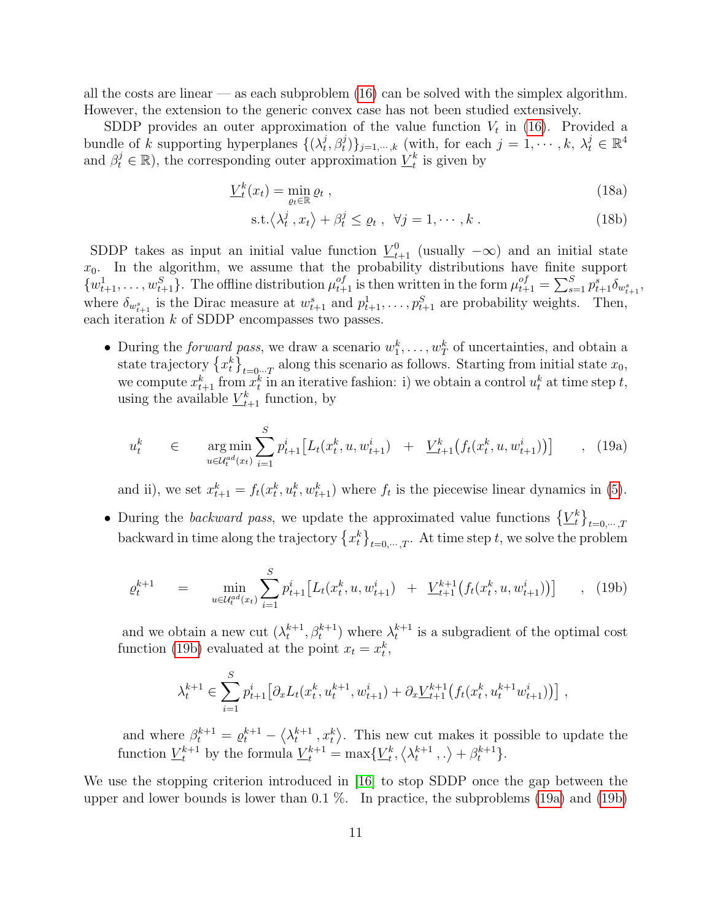all the costs are linear — as each subproblem (16) can be solved with the simplex algorithm. However, the extension to the generic convex case has not been studied extensively.

SDDP provides an outer approximation of the value function $V_t$ in (16). Provided a bundle of $k$ supporting hyperplanes $\{(\lambda_t^j, \beta_t^j)\}_{j=1,\cdots,k}$ (with, for each $j = 1, \cdots, k$, $\lambda_t^j \in \mathbb{R}^4$ and $\beta_t^j \in \mathbb{R}$), the corresponding outer approximation $\underline{V}_t^k$ is given by

$$\underline{V}_t^k(x_t) = \min_{\varrho_t \in \mathbb{R}} \varrho_t \ , \tag{18a}$$

$$\text{s.t.} \langle \lambda_t^j \, , x_t \rangle + \beta_t^j \leq \varrho_t \ , \ \ \forall j = 1, \cdots, k \ . \tag{18b}$$

SDDP takes as input an initial value function $\underline{V}_{t+1}^0$ (usually $-\infty$) and an initial state $x_0$. In the algorithm, we assume that the probability distributions have finite support $\{w_{t+1}^1, \ldots, w_{t+1}^S\}$. The offline distribution $\mu_{t+1}^{of}$ is then written in the form $\mu_{t+1}^{of} = \sum_{s=1}^S p_{t+1}^s \delta_{w_{t+1}^s}$, where $\delta_{w_{t+1}^s}$ is the Dirac measure at $w_{t+1}^s$ and $p_{t+1}^1, \ldots, p_{t+1}^S$ are probability weights. Then, each iteration $k$ of SDDP encompasses two passes.

- During the *forward pass*, we draw a scenario $w_1^k, \ldots, w_T^k$ of uncertainties, and obtain a state trajectory $\{x_t^k\}_{t=0\cdots T}$ along this scenario as follows. Starting from initial state $x_0$, we compute $x_{t+1}^k$ from $x_t^k$ in an iterative fashion: i) we obtain a control $u_t^k$ at time step $t$, using the available $\underline{V}_{t+1}^k$ function, by

$$u_t^k \quad \in \quad \operatorname*{arg\,min}_{u \in \mathcal{U}_t^{ad}(x_t)} \sum_{i=1}^S p_{t+1}^i \big[ L_t(x_t^k, u, w_{t+1}^i) \ + \ \underline{V}_{t+1}^k\big(f_t(x_t^k, u, w_{t+1}^i)\big)\big] \quad , \tag{19a}$$

  and ii), we set $x_{t+1}^k = f_t(x_t^k, u_t^k, w_{t+1}^k)$ where $f_t$ is the piecewise linear dynamics in (5).

- During the *backward pass*, we update the approximated value functions $\{\underline{V}_t^k\}_{t=0,\cdots,T}$ backward in time along the trajectory $\{x_t^k\}_{t=0,\cdots,T}$. At time step $t$, we solve the problem

$$\varrho_t^{k+1} \quad = \quad \min_{u \in \mathcal{U}_t^{ad}(x_t)} \sum_{i=1}^S p_{t+1}^i \big[ L_t(x_t^k, u, w_{t+1}^i) \ + \ \underline{V}_{t+1}^{k+1}\big(f_t(x_t^k, u, w_{t+1}^i)\big)\big] \quad , \tag{19b}$$

  and we obtain a new cut $(\lambda_t^{k+1}, \beta_t^{k+1})$ where $\lambda_t^{k+1}$ is a subgradient of the optimal cost function (19b) evaluated at the point $x_t = x_t^k$,

$$\lambda_t^{k+1} \in \sum_{i=1}^S p_{t+1}^i \big[ \partial_x L_t(x_t^k, u_t^{k+1}, w_{t+1}^i) + \partial_x \underline{V}_{t+1}^{k+1}\big(f_t(x_t^k, u_t^{k+1} w_{t+1}^i)\big)\big] \ ,$$

  and where $\beta_t^{k+1} = \varrho_t^{k+1} - \langle \lambda_t^{k+1} \, , x_t^k \rangle$. This new cut makes it possible to update the function $\underline{V}_t^{k+1}$ by the formula $\underline{V}_t^{k+1} = \max\{\underline{V}_t^k, \langle \lambda_t^{k+1} \, , . \rangle + \beta_t^{k+1}\}$.

We use the stopping criterion introduced in [16] to stop SDDP once the gap between the upper and lower bounds is lower than 0.1 %. In practice, the subproblems (19a) and (19b)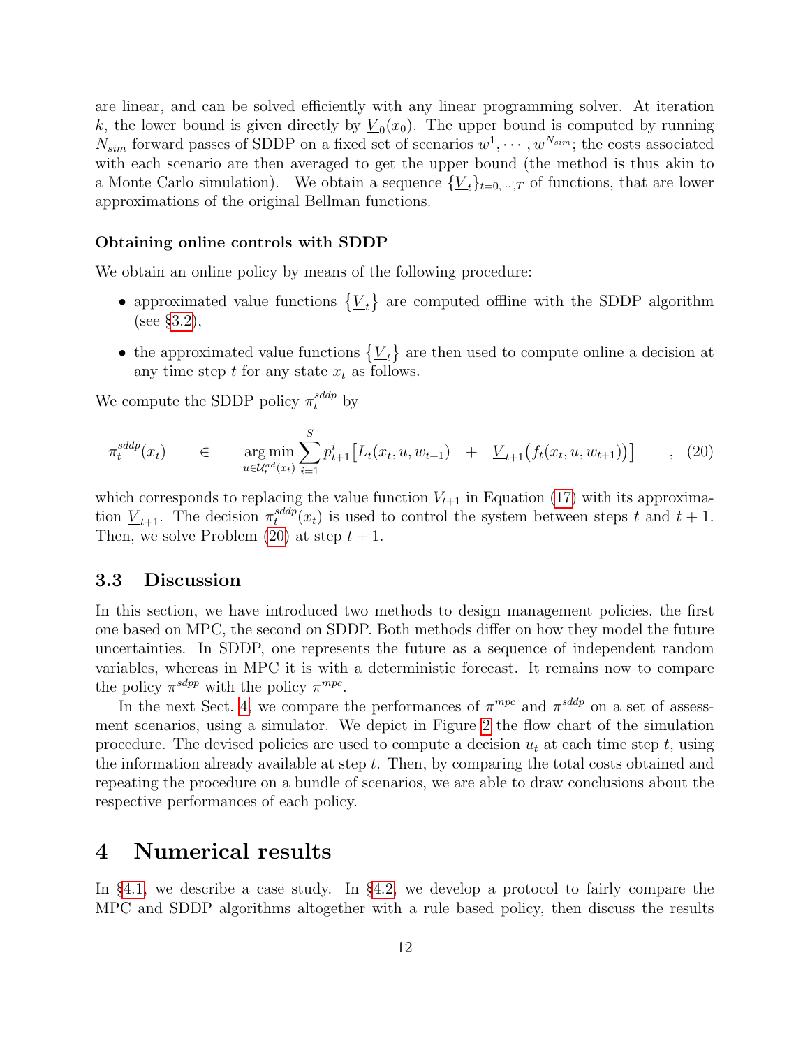are linear, and can be solved efficiently with any linear programming solver. At iteration $k$, the lower bound is given directly by $\underline{V}_0(x_0)$. The upper bound is computed by running $N_{sim}$ forward passes of SDDP on a fixed set of scenarios $w^1, \cdots, w^{N_{sim}}$; the costs associated with each scenario are then averaged to get the upper bound (the method is thus akin to a Monte Carlo simulation). We obtain a sequence $\{\underline{V}_t\}_{t=0,\cdots,T}$ of functions, that are lower approximations of the original Bellman functions.

### Obtaining online controls with SDDP

We obtain an online policy by means of the following procedure:

- approximated value functions $\{\underline{V}_t\}$ are computed offline with the SDDP algorithm (see §3.2),
- the approximated value functions $\{\underline{V}_t\}$ are then used to compute online a decision at any time step $t$ for any state $x_t$ as follows.

We compute the SDDP policy $\pi_t^{sddp}$ by

$$\pi_t^{sddp}(x_t) \quad \in \quad \underset{u \in \mathcal{U}_t^{ad}(x_t)}{\arg\min} \sum_{i=1}^{S} p_{t+1}^i \big[ L_t(x_t, u, w_{t+1}) \quad + \quad \underline{V}_{t+1}\big(f_t(x_t, u, w_{t+1})\big) \big] \qquad , \quad (20)$$

which corresponds to replacing the value function $V_{t+1}$ in Equation (17) with its approximation $\underline{V}_{t+1}$. The decision $\pi_t^{sddp}(x_t)$ is used to control the system between steps $t$ and $t+1$. Then, we solve Problem (20) at step $t+1$.

## 3.3 Discussion

In this section, we have introduced two methods to design management policies, the first one based on MPC, the second on SDDP. Both methods differ on how they model the future uncertainties. In SDDP, one represents the future as a sequence of independent random variables, whereas in MPC it is with a deterministic forecast. It remains now to compare the policy $\pi^{sdpp}$ with the policy $\pi^{mpc}$.

In the next Sect. 4, we compare the performances of $\pi^{mpc}$ and $\pi^{sddp}$ on a set of assessment scenarios, using a simulator. We depict in Figure 2 the flow chart of the simulation procedure. The devised policies are used to compute a decision $u_t$ at each time step $t$, using the information already available at step $t$. Then, by comparing the total costs obtained and repeating the procedure on a bundle of scenarios, we are able to draw conclusions about the respective performances of each policy.

# 4 Numerical results

In §4.1, we describe a case study. In §4.2, we develop a protocol to fairly compare the MPC and SDDP algorithms altogether with a rule based policy, then discuss the results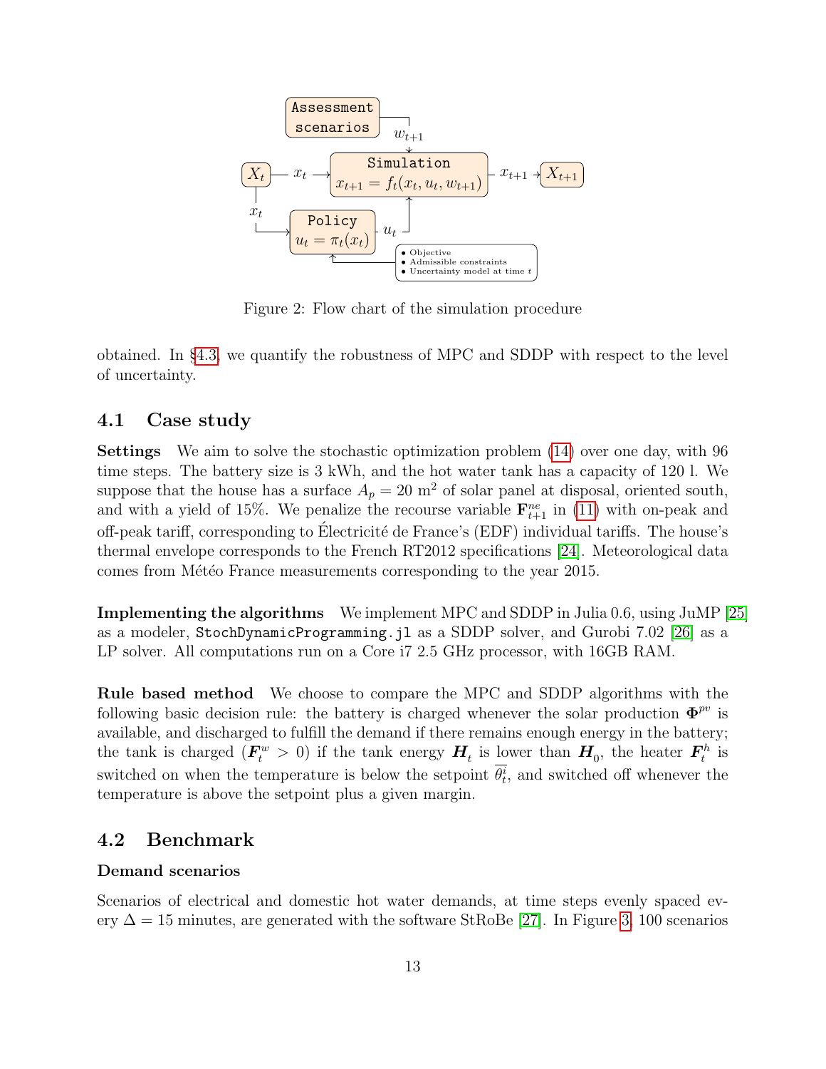Figure 2: Flow chart of the simulation procedure

obtained. In §4.3, we quantify the robustness of MPC and SDDP with respect to the level of uncertainty.

## 4.1 Case study

**Settings** We aim to solve the stochastic optimization problem (14) over one day, with 96 time steps. The battery size is 3 kWh, and the hot water tank has a capacity of 120 l. We suppose that the house has a surface $A_p = 20$ m$^2$ of solar panel at disposal, oriented south, and with a yield of 15%. We penalize the recourse variable $\mathbf{F}^{ne}_{t+1}$ in (11) with on-peak and off-peak tariff, corresponding to Électricité de France's (EDF) individual tariffs. The house's thermal envelope corresponds to the French RT2012 specifications [24]. Meteorological data comes from Météo France measurements corresponding to the year 2015.

**Implementing the algorithms** We implement MPC and SDDP in Julia 0.6, using JuMP [25] as a modeler, `StochDynamicProgramming.jl` as a SDDP solver, and Gurobi 7.02 [26] as a LP solver. All computations run on a Core i7 2.5 GHz processor, with 16GB RAM.

**Rule based method** We choose to compare the MPC and SDDP algorithms with the following basic decision rule: the battery is charged whenever the solar production $\mathbf{\Phi}^{pv}$ is available, and discharged to fulfill the demand if there remains enough energy in the battery; the tank is charged ($\boldsymbol{F}^w_t > 0$) if the tank energy $\boldsymbol{H}_t$ is lower than $\boldsymbol{H}_0$, the heater $\boldsymbol{F}^h_t$ is switched on when the temperature is below the setpoint $\overline{\theta^i_t}$, and switched off whenever the temperature is above the setpoint plus a given margin.

## 4.2 Benchmark

### Demand scenarios

Scenarios of electrical and domestic hot water demands, at time steps evenly spaced every $\Delta = 15$ minutes, are generated with the software StRoBe [27]. In Figure 3, 100 scenarios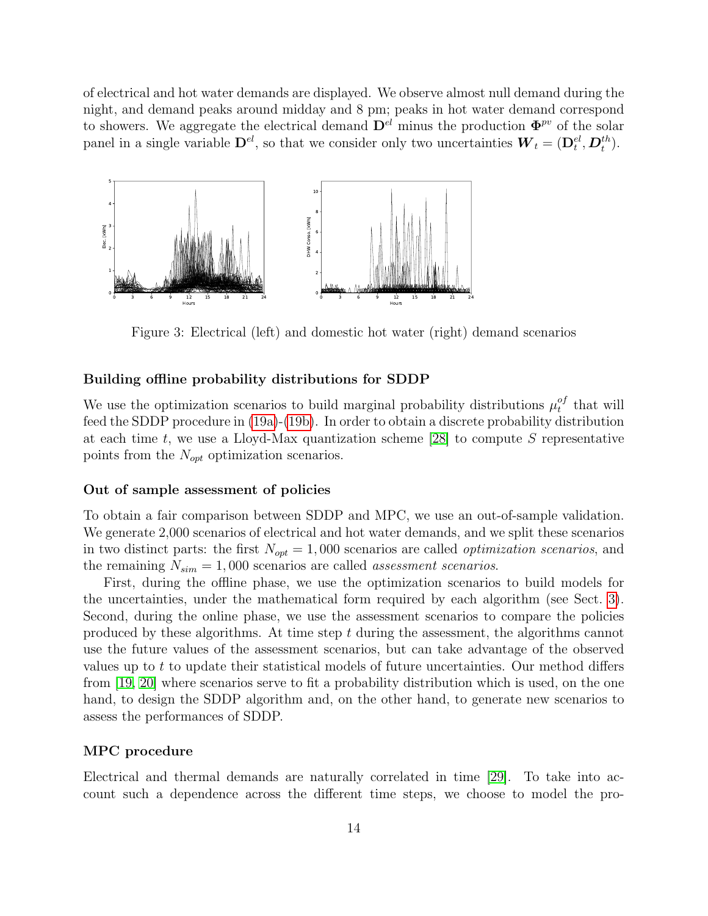of electrical and hot water demands are displayed. We observe almost null demand during the night, and demand peaks around midday and 8 pm; peaks in hot water demand correspond to showers. We aggregate the electrical demand $\mathbf{D}^{el}$ minus the production $\mathbf{\Phi}^{pv}$ of the solar panel in a single variable $\mathbf{D}^{el}$, so that we consider only two uncertainties $\boldsymbol{W}_t = (\mathbf{D}^{el}_t, \boldsymbol{D}^{th}_t)$.

Figure 3: Electrical (left) and domestic hot water (right) demand scenarios

### Building offline probability distributions for SDDP

We use the optimization scenarios to build marginal probability distributions $\mu_t^{of}$ that will feed the SDDP procedure in (19a)-(19b). In order to obtain a discrete probability distribution at each time $t$, we use a Lloyd-Max quantization scheme [28] to compute $S$ representative points from the $N_{opt}$ optimization scenarios.

### Out of sample assessment of policies

To obtain a fair comparison between SDDP and MPC, we use an out-of-sample validation. We generate 2,000 scenarios of electrical and hot water demands, and we split these scenarios in two distinct parts: the first $N_{opt} = 1,000$ scenarios are called *optimization scenarios*, and the remaining $N_{sim} = 1,000$ scenarios are called *assessment scenarios*.

First, during the offline phase, we use the optimization scenarios to build models for the uncertainties, under the mathematical form required by each algorithm (see Sect. 3). Second, during the online phase, we use the assessment scenarios to compare the policies produced by these algorithms. At time step $t$ during the assessment, the algorithms cannot use the future values of the assessment scenarios, but can take advantage of the observed values up to $t$ to update their statistical models of future uncertainties. Our method differs from [19, 20] where scenarios serve to fit a probability distribution which is used, on the one hand, to design the SDDP algorithm and, on the other hand, to generate new scenarios to assess the performances of SDDP.

### MPC procedure

Electrical and thermal demands are naturally correlated in time [29]. To take into account such a dependence across the different time steps, we choose to model the pro-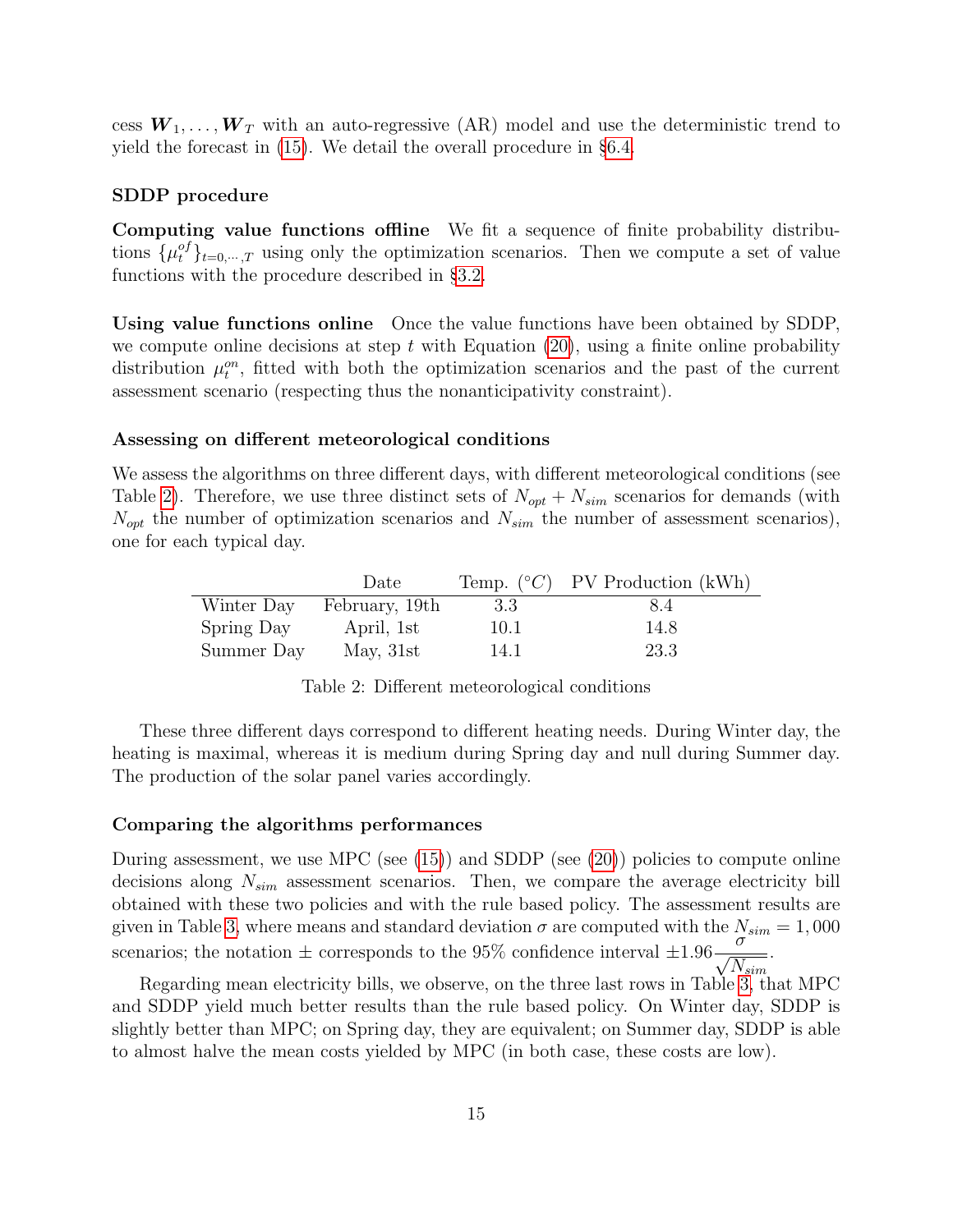cess $\boldsymbol{W}_1, \ldots, \boldsymbol{W}_T$ with an auto-regressive (AR) model and use the deterministic trend to yield the forecast in (15). We detail the overall procedure in §6.4.

### SDDP procedure

**Computing value functions offline** We fit a sequence of finite probability distributions $\{\mu_t^{of}\}_{t=0,\cdots,T}$ using only the optimization scenarios. Then we compute a set of value functions with the procedure described in §3.2.

**Using value functions online** Once the value functions have been obtained by SDDP, we compute online decisions at step $t$ with Equation (20), using a finite online probability distribution $\mu_t^{on}$, fitted with both the optimization scenarios and the past of the current assessment scenario (respecting thus the nonanticipativity constraint).

### Assessing on different meteorological conditions

We assess the algorithms on three different days, with different meteorological conditions (see Table 2). Therefore, we use three distinct sets of $N_{opt} + N_{sim}$ scenarios for demands (with $N_{opt}$ the number of optimization scenarios and $N_{sim}$ the number of assessment scenarios), one for each typical day.

| | Date | Temp. ($°C$) | PV Production (kWh) |
|---|---|---|---|
| Winter Day | February, 19th | 3.3 | 8.4 |
| Spring Day | April, 1st | 10.1 | 14.8 |
| Summer Day | May, 31st | 14.1 | 23.3 |

Table 2: Different meteorological conditions

These three different days correspond to different heating needs. During Winter day, the heating is maximal, whereas it is medium during Spring day and null during Summer day. The production of the solar panel varies accordingly.

### Comparing the algorithms performances

During assessment, we use MPC (see (15)) and SDDP (see (20)) policies to compute online decisions along $N_{sim}$ assessment scenarios. Then, we compare the average electricity bill obtained with these two policies and with the rule based policy. The assessment results are given in Table 3, where means and standard deviation $\sigma$ are computed with the $N_{sim} = 1,000$ scenarios; the notation $\pm$ corresponds to the 95% confidence interval $\pm 1.96 \frac{\sigma}{\sqrt{N_{sim}}}$.

Regarding mean electricity bills, we observe, on the three last rows in Table 3, that MPC and SDDP yield much better results than the rule based policy. On Winter day, SDDP is slightly better than MPC; on Spring day, they are equivalent; on Summer day, SDDP is able to almost halve the mean costs yielded by MPC (in both case, these costs are low).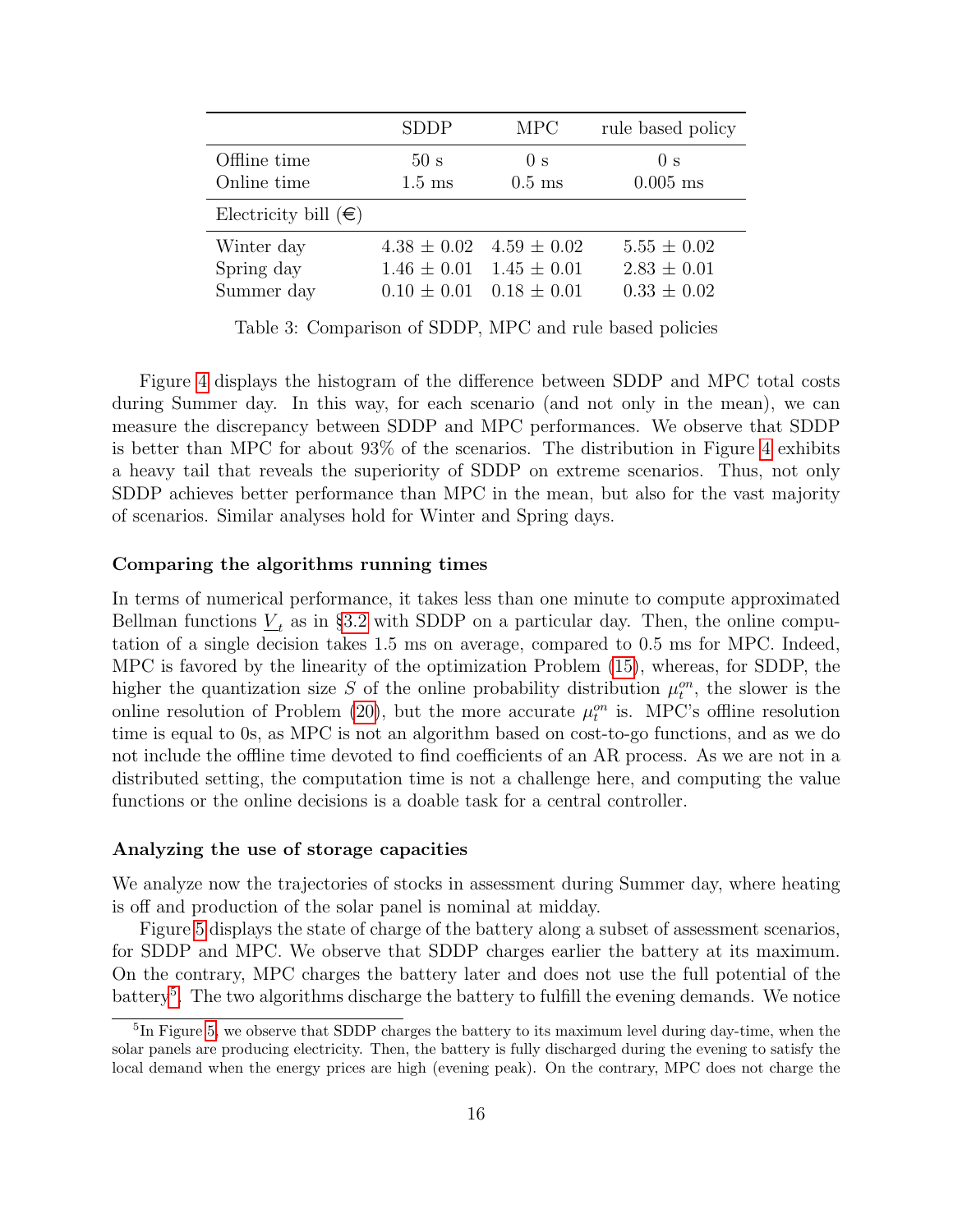| | SDDP | MPC | rule based policy |
|---|---|---|---|
| Offline time | 50 s | 0 s | 0 s |
| Online time | 1.5 ms | 0.5 ms | 0.005 ms |
| Electricity bill (€) | | | |
| Winter day | 4.38 ± 0.02 | 4.59 ± 0.02 | 5.55 ± 0.02 |
| Spring day | 1.46 ± 0.01 | 1.45 ± 0.01 | 2.83 ± 0.01 |
| Summer day | 0.10 ± 0.01 | 0.18 ± 0.01 | 0.33 ± 0.02 |

Table 3: Comparison of SDDP, MPC and rule based policies

Figure 4 displays the histogram of the difference between SDDP and MPC total costs during Summer day. In this way, for each scenario (and not only in the mean), we can measure the discrepancy between SDDP and MPC performances. We observe that SDDP is better than MPC for about 93% of the scenarios. The distribution in Figure 4 exhibits a heavy tail that reveals the superiority of SDDP on extreme scenarios. Thus, not only SDDP achieves better performance than MPC in the mean, but also for the vast majority of scenarios. Similar analyses hold for Winter and Spring days.

**Comparing the algorithms running times**

In terms of numerical performance, it takes less than one minute to compute approximated Bellman functions $\underline{V}_t$ as in §3.2 with SDDP on a particular day. Then, the online computation of a single decision takes 1.5 ms on average, compared to 0.5 ms for MPC. Indeed, MPC is favored by the linearity of the optimization Problem (15), whereas, for SDDP, the higher the quantization size $S$ of the online probability distribution $\mu_t^{on}$, the slower is the online resolution of Problem (20), but the more accurate $\mu_t^{on}$ is. MPC's offline resolution time is equal to 0s, as MPC is not an algorithm based on cost-to-go functions, and as we do not include the offline time devoted to find coefficients of an AR process. As we are not in a distributed setting, the computation time is not a challenge here, and computing the value functions or the online decisions is a doable task for a central controller.

**Analyzing the use of storage capacities**

We analyze now the trajectories of stocks in assessment during Summer day, where heating is off and production of the solar panel is nominal at midday.

Figure 5 displays the state of charge of the battery along a subset of assessment scenarios, for SDDP and MPC. We observe that SDDP charges earlier the battery at its maximum. On the contrary, MPC charges the battery later and does not use the full potential of the battery[5]. The two algorithms discharge the battery to fulfill the evening demands. We notice

[5]In Figure 5, we observe that SDDP charges the battery to its maximum level during day-time, when the solar panels are producing electricity. Then, the battery is fully discharged during the evening to satisfy the local demand when the energy prices are high (evening peak). On the contrary, MPC does not charge the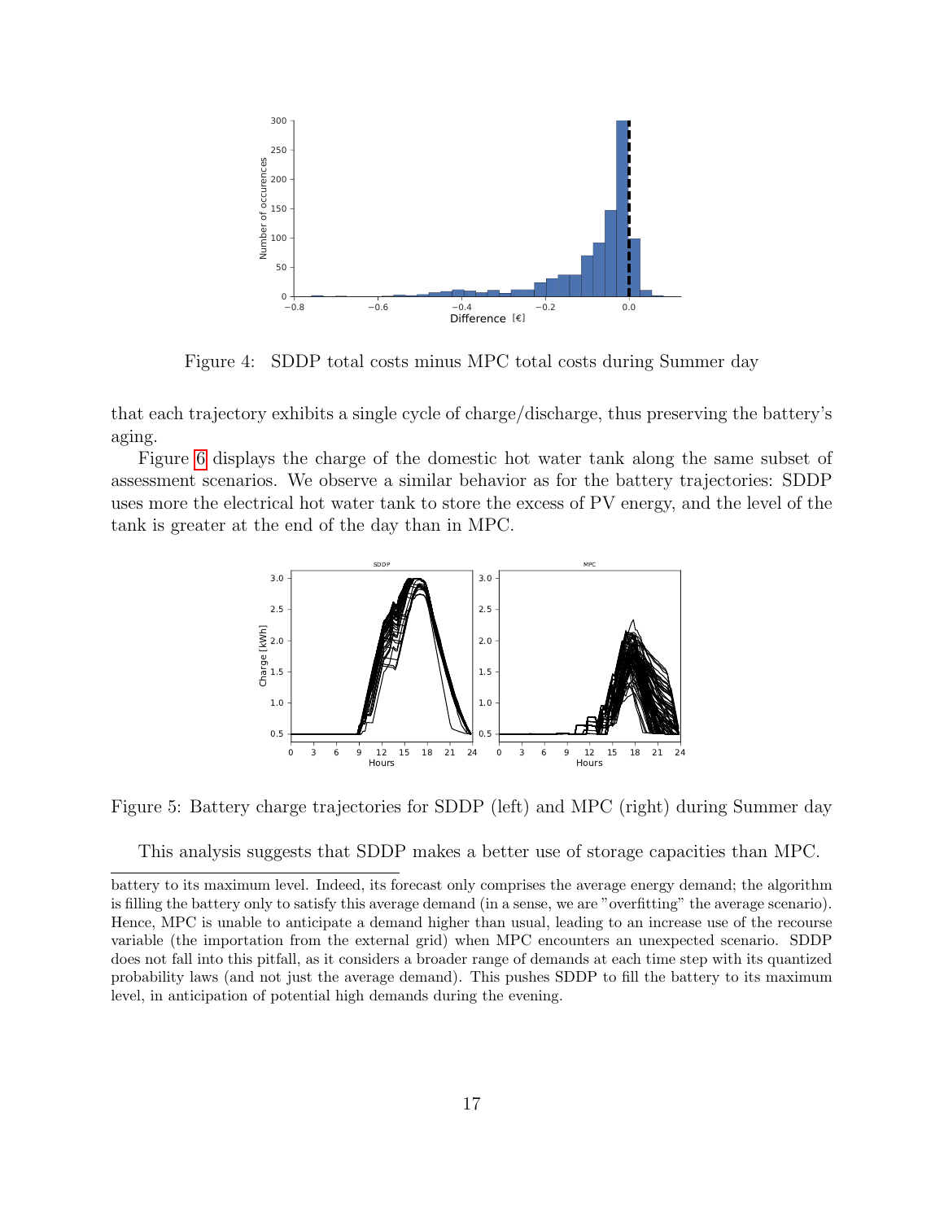Figure 4: SDDP total costs minus MPC total costs during Summer day

that each trajectory exhibits a single cycle of charge/discharge, thus preserving the battery's aging.

Figure 6 displays the charge of the domestic hot water tank along the same subset of assessment scenarios. We observe a similar behavior as for the battery trajectories: SDDP uses more the electrical hot water tank to store the excess of PV energy, and the level of the tank is greater at the end of the day than in MPC.

Figure 5: Battery charge trajectories for SDDP (left) and MPC (right) during Summer day

This analysis suggests that SDDP makes a better use of storage capacities than MPC.

---

battery to its maximum level. Indeed, its forecast only comprises the average energy demand; the algorithm is filling the battery only to satisfy this average demand (in a sense, we are "overfitting" the average scenario). Hence, MPC is unable to anticipate a demand higher than usual, leading to an increase use of the recourse variable (the importation from the external grid) when MPC encounters an unexpected scenario. SDDP does not fall into this pitfall, as it considers a broader range of demands at each time step with its quantized probability laws (and not just the average demand). This pushes SDDP to fill the battery to its maximum level, in anticipation of potential high demands during the evening.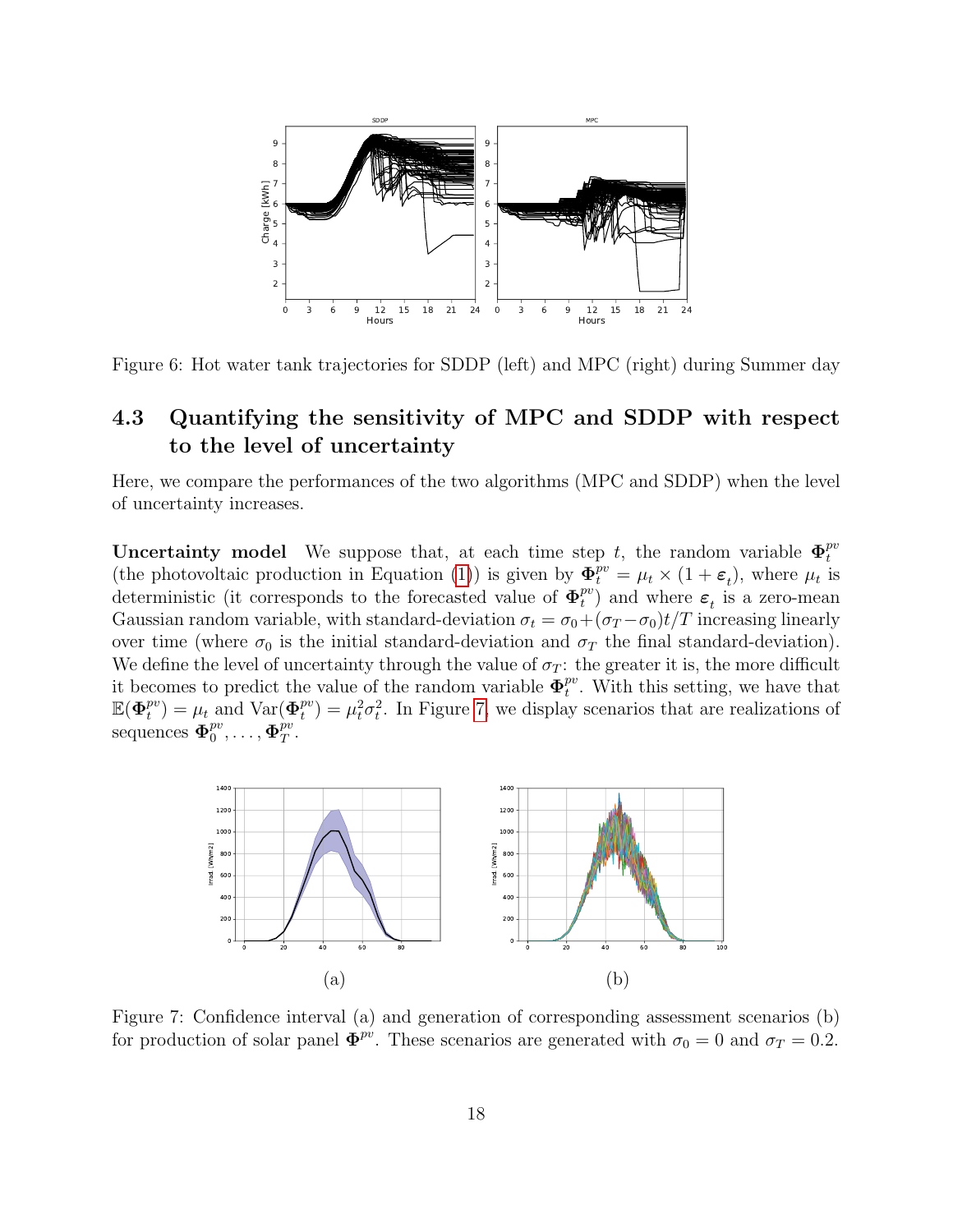Figure 6: Hot water tank trajectories for SDDP (left) and MPC (right) during Summer day

### 4.3 Quantifying the sensitivity of MPC and SDDP with respect to the level of uncertainty

Here, we compare the performances of the two algorithms (MPC and SDDP) when the level of uncertainty increases.

**Uncertainty model** We suppose that, at each time step $t$, the random variable $\mathbf{\Phi}_t^{pv}$ (the photovoltaic production in Equation (1)) is given by $\mathbf{\Phi}_t^{pv} = \mu_t \times (1 + \boldsymbol{\varepsilon}_t)$, where $\mu_t$ is deterministic (it corresponds to the forecasted value of $\mathbf{\Phi}_t^{pv}$) and where $\boldsymbol{\varepsilon}_t$ is a zero-mean Gaussian random variable, with standard-deviation $\sigma_t = \sigma_0 + (\sigma_T - \sigma_0)t/T$ increasing linearly over time (where $\sigma_0$ is the initial standard-deviation and $\sigma_T$ the final standard-deviation). We define the level of uncertainty through the value of $\sigma_T$: the greater it is, the more difficult it becomes to predict the value of the random variable $\mathbf{\Phi}_t^{pv}$. With this setting, we have that $\mathbb{E}(\mathbf{\Phi}_t^{pv}) = \mu_t$ and $\mathrm{Var}(\mathbf{\Phi}_t^{pv}) = \mu_t^2 \sigma_t^2$. In Figure 7, we display scenarios that are realizations of sequences $\mathbf{\Phi}_0^{pv}, \ldots, \mathbf{\Phi}_T^{pv}$.

(a) (b)

Figure 7: Confidence interval (a) and generation of corresponding assessment scenarios (b) for production of solar panel $\mathbf{\Phi}^{pv}$. These scenarios are generated with $\sigma_0 = 0$ and $\sigma_T = 0.2$.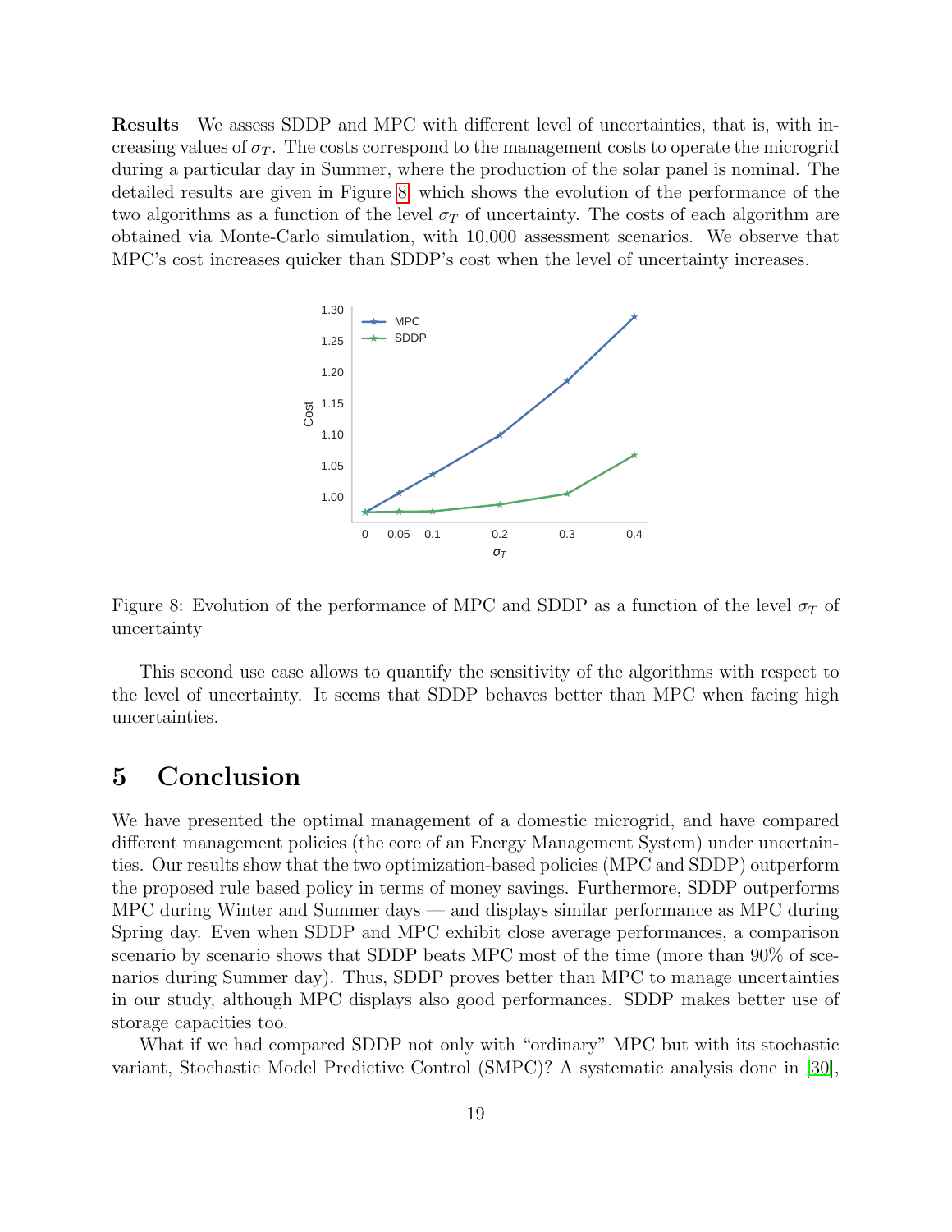**Results** We assess SDDP and MPC with different level of uncertainties, that is, with increasing values of $\sigma_T$. The costs correspond to the management costs to operate the microgrid during a particular day in Summer, where the production of the solar panel is nominal. The detailed results are given in Figure 8, which shows the evolution of the performance of the two algorithms as a function of the level $\sigma_T$ of uncertainty. The costs of each algorithm are obtained via Monte-Carlo simulation, with 10,000 assessment scenarios. We observe that MPC's cost increases quicker than SDDP's cost when the level of uncertainty increases.

Figure 8: Evolution of the performance of MPC and SDDP as a function of the level $\sigma_T$ of uncertainty

This second use case allows to quantify the sensitivity of the algorithms with respect to the level of uncertainty. It seems that SDDP behaves better than MPC when facing high uncertainties.

# 5 Conclusion

We have presented the optimal management of a domestic microgrid, and have compared different management policies (the core of an Energy Management System) under uncertainties. Our results show that the two optimization-based policies (MPC and SDDP) outperform the proposed rule based policy in terms of money savings. Furthermore, SDDP outperforms MPC during Winter and Summer days — and displays similar performance as MPC during Spring day. Even when SDDP and MPC exhibit close average performances, a comparison scenario by scenario shows that SDDP beats MPC most of the time (more than 90% of scenarios during Summer day). Thus, SDDP proves better than MPC to manage uncertainties in our study, although MPC displays also good performances. SDDP makes better use of storage capacities too.

What if we had compared SDDP not only with "ordinary" MPC but with its stochastic variant, Stochastic Model Predictive Control (SMPC)? A systematic analysis done in [30],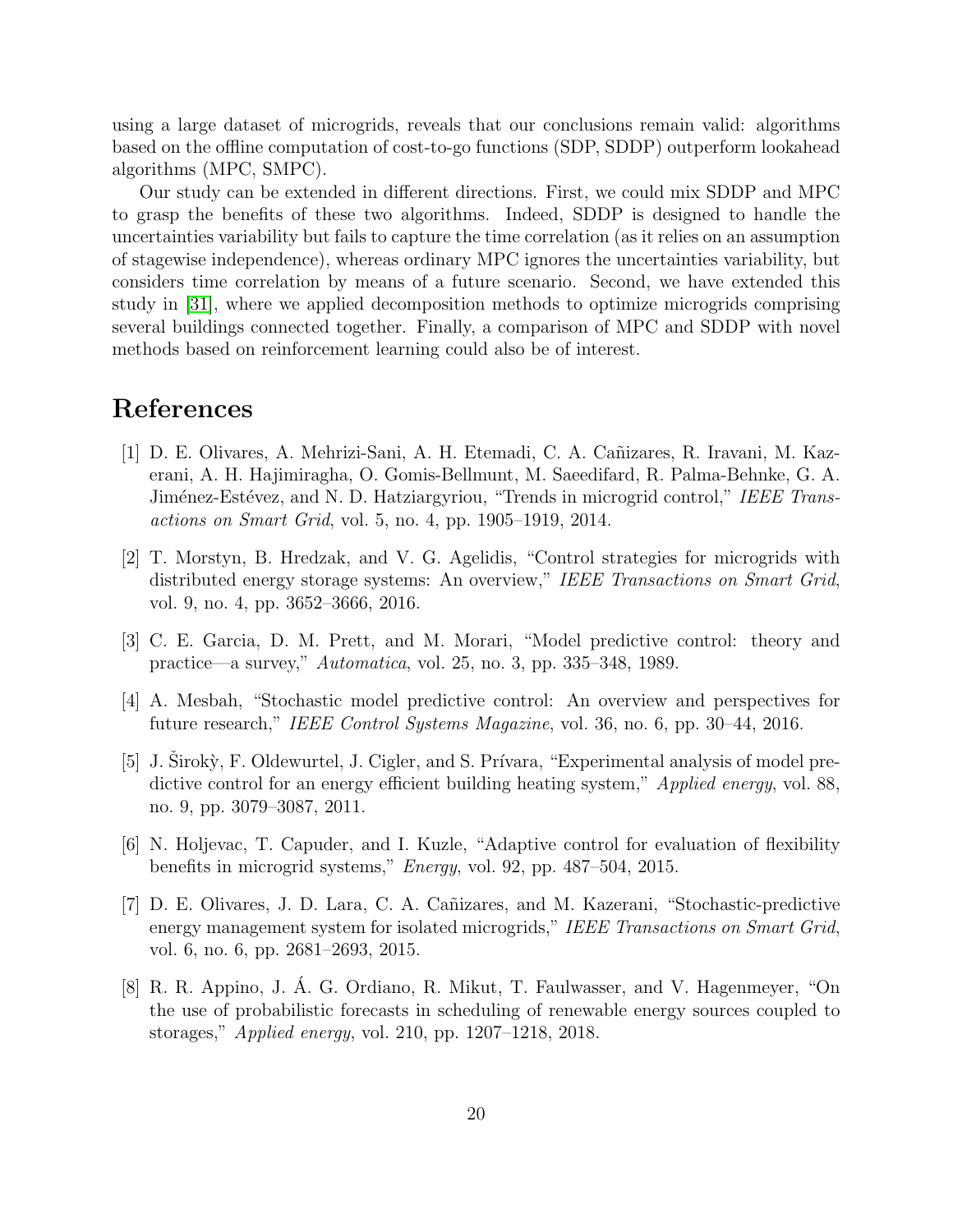using a large dataset of microgrids, reveals that our conclusions remain valid: algorithms based on the offline computation of cost-to-go functions (SDP, SDDP) outperform lookahead algorithms (MPC, SMPC).

Our study can be extended in different directions. First, we could mix SDDP and MPC to grasp the benefits of these two algorithms. Indeed, SDDP is designed to handle the uncertainties variability but fails to capture the time correlation (as it relies on an assumption of stagewise independence), whereas ordinary MPC ignores the uncertainties variability, but considers time correlation by means of a future scenario. Second, we have extended this study in [31], where we applied decomposition methods to optimize microgrids comprising several buildings connected together. Finally, a comparison of MPC and SDDP with novel methods based on reinforcement learning could also be of interest.

# References

[1] D. E. Olivares, A. Mehrizi-Sani, A. H. Etemadi, C. A. Cañizares, R. Iravani, M. Kazerani, A. H. Hajimiragha, O. Gomis-Bellmunt, M. Saeedifard, R. Palma-Behnke, G. A. Jiménez-Estévez, and N. D. Hatziargyriou, "Trends in microgrid control," *IEEE Transactions on Smart Grid*, vol. 5, no. 4, pp. 1905–1919, 2014.

[2] T. Morstyn, B. Hredzak, and V. G. Agelidis, "Control strategies for microgrids with distributed energy storage systems: An overview," *IEEE Transactions on Smart Grid*, vol. 9, no. 4, pp. 3652–3666, 2016.

[3] C. E. Garcia, D. M. Prett, and M. Morari, "Model predictive control: theory and practice—a survey," *Automatica*, vol. 25, no. 3, pp. 335–348, 1989.

[4] A. Mesbah, "Stochastic model predictive control: An overview and perspectives for future research," *IEEE Control Systems Magazine*, vol. 36, no. 6, pp. 30–44, 2016.

[5] J. Širokỳ, F. Oldewurtel, J. Cigler, and S. Prívara, "Experimental analysis of model predictive control for an energy efficient building heating system," *Applied energy*, vol. 88, no. 9, pp. 3079–3087, 2011.

[6] N. Holjevac, T. Capuder, and I. Kuzle, "Adaptive control for evaluation of flexibility benefits in microgrid systems," *Energy*, vol. 92, pp. 487–504, 2015.

[7] D. E. Olivares, J. D. Lara, C. A. Cañizares, and M. Kazerani, "Stochastic-predictive energy management system for isolated microgrids," *IEEE Transactions on Smart Grid*, vol. 6, no. 6, pp. 2681–2693, 2015.

[8] R. R. Appino, J. Á. G. Ordiano, R. Mikut, T. Faulwasser, and V. Hagenmeyer, "On the use of probabilistic forecasts in scheduling of renewable energy sources coupled to storages," *Applied energy*, vol. 210, pp. 1207–1218, 2018.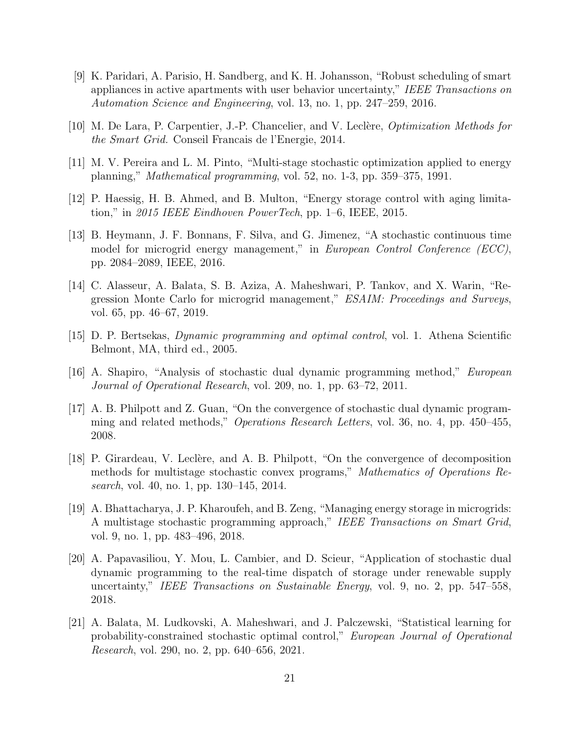[9] K. Paridari, A. Parisio, H. Sandberg, and K. H. Johansson, "Robust scheduling of smart appliances in active apartments with user behavior uncertainty," *IEEE Transactions on Automation Science and Engineering*, vol. 13, no. 1, pp. 247–259, 2016.

[10] M. De Lara, P. Carpentier, J.-P. Chancelier, and V. Leclère, *Optimization Methods for the Smart Grid.* Conseil Francais de l'Energie, 2014.

[11] M. V. Pereira and L. M. Pinto, "Multi-stage stochastic optimization applied to energy planning," *Mathematical programming*, vol. 52, no. 1-3, pp. 359–375, 1991.

[12] P. Haessig, H. B. Ahmed, and B. Multon, "Energy storage control with aging limitation," in *2015 IEEE Eindhoven PowerTech*, pp. 1–6, IEEE, 2015.

[13] B. Heymann, J. F. Bonnans, F. Silva, and G. Jimenez, "A stochastic continuous time model for microgrid energy management," in *European Control Conference (ECC)*, pp. 2084–2089, IEEE, 2016.

[14] C. Alasseur, A. Balata, S. B. Aziza, A. Maheshwari, P. Tankov, and X. Warin, "Regression Monte Carlo for microgrid management," *ESAIM: Proceedings and Surveys*, vol. 65, pp. 46–67, 2019.

[15] D. P. Bertsekas, *Dynamic programming and optimal control*, vol. 1. Athena Scientific Belmont, MA, third ed., 2005.

[16] A. Shapiro, "Analysis of stochastic dual dynamic programming method," *European Journal of Operational Research*, vol. 209, no. 1, pp. 63–72, 2011.

[17] A. B. Philpott and Z. Guan, "On the convergence of stochastic dual dynamic programming and related methods," *Operations Research Letters*, vol. 36, no. 4, pp. 450–455, 2008.

[18] P. Girardeau, V. Leclère, and A. B. Philpott, "On the convergence of decomposition methods for multistage stochastic convex programs," *Mathematics of Operations Research*, vol. 40, no. 1, pp. 130–145, 2014.

[19] A. Bhattacharya, J. P. Kharoufeh, and B. Zeng, "Managing energy storage in microgrids: A multistage stochastic programming approach," *IEEE Transactions on Smart Grid*, vol. 9, no. 1, pp. 483–496, 2018.

[20] A. Papavasiliou, Y. Mou, L. Cambier, and D. Scieur, "Application of stochastic dual dynamic programming to the real-time dispatch of storage under renewable supply uncertainty," *IEEE Transactions on Sustainable Energy*, vol. 9, no. 2, pp. 547–558, 2018.

[21] A. Balata, M. Ludkovski, A. Maheshwari, and J. Palczewski, "Statistical learning for probability-constrained stochastic optimal control," *European Journal of Operational Research*, vol. 290, no. 2, pp. 640–656, 2021.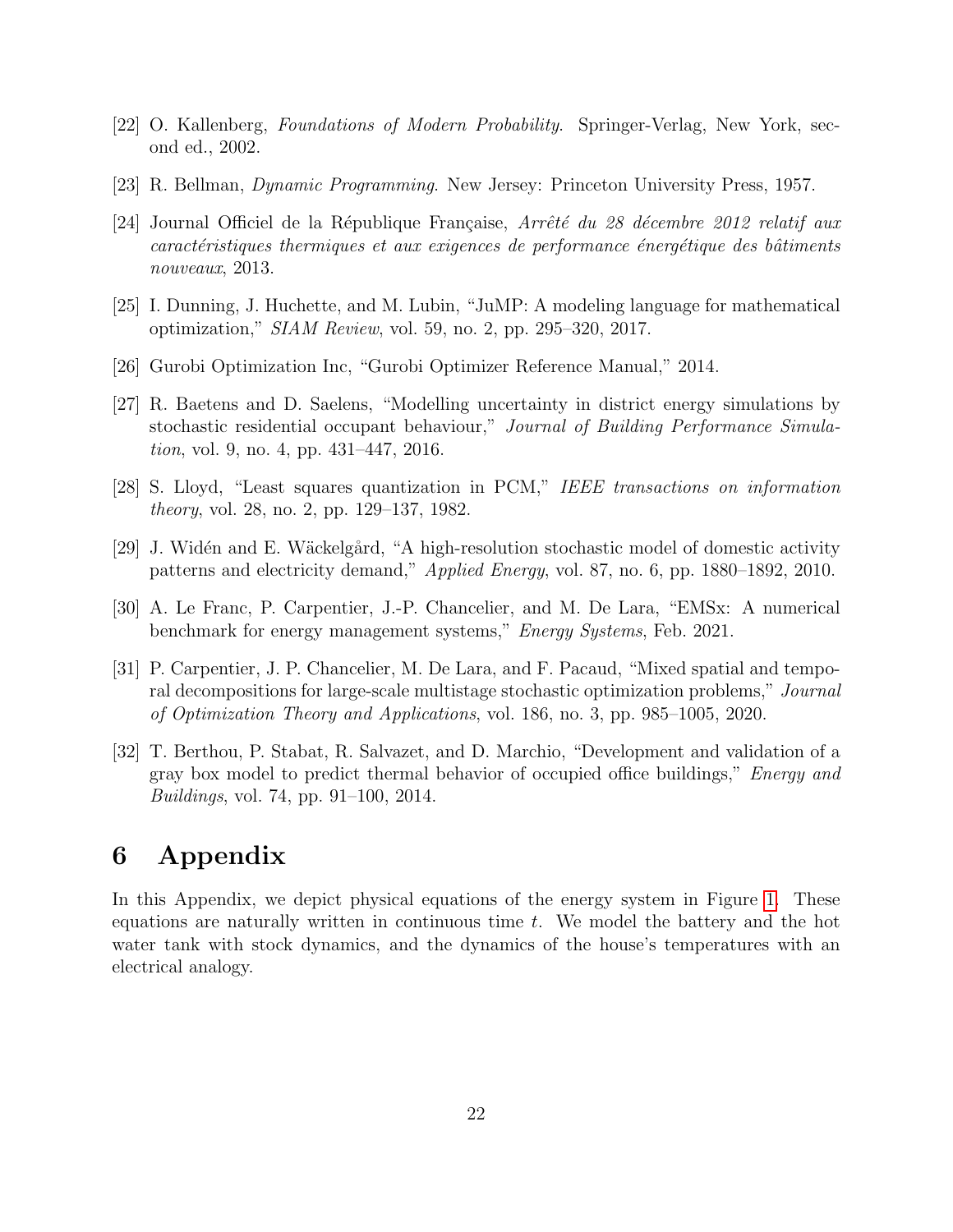[22] O. Kallenberg, *Foundations of Modern Probability*. Springer-Verlag, New York, second ed., 2002.

[23] R. Bellman, *Dynamic Programming*. New Jersey: Princeton University Press, 1957.

[24] Journal Officiel de la République Française, *Arrêté du 28 décembre 2012 relatif aux caractéristiques thermiques et aux exigences de performance énergétique des bâtiments nouveaux*, 2013.

[25] I. Dunning, J. Huchette, and M. Lubin, "JuMP: A modeling language for mathematical optimization," *SIAM Review*, vol. 59, no. 2, pp. 295–320, 2017.

[26] Gurobi Optimization Inc, "Gurobi Optimizer Reference Manual," 2014.

[27] R. Baetens and D. Saelens, "Modelling uncertainty in district energy simulations by stochastic residential occupant behaviour," *Journal of Building Performance Simulation*, vol. 9, no. 4, pp. 431–447, 2016.

[28] S. Lloyd, "Least squares quantization in PCM," *IEEE transactions on information theory*, vol. 28, no. 2, pp. 129–137, 1982.

[29] J. Widén and E. Wäckelgård, "A high-resolution stochastic model of domestic activity patterns and electricity demand," *Applied Energy*, vol. 87, no. 6, pp. 1880–1892, 2010.

[30] A. Le Franc, P. Carpentier, J.-P. Chancelier, and M. De Lara, "EMSx: A numerical benchmark for energy management systems," *Energy Systems*, Feb. 2021.

[31] P. Carpentier, J. P. Chancelier, M. De Lara, and F. Pacaud, "Mixed spatial and temporal decompositions for large-scale multistage stochastic optimization problems," *Journal of Optimization Theory and Applications*, vol. 186, no. 3, pp. 985–1005, 2020.

[32] T. Berthou, P. Stabat, R. Salvazet, and D. Marchio, "Development and validation of a gray box model to predict thermal behavior of occupied office buildings," *Energy and Buildings*, vol. 74, pp. 91–100, 2014.

# 6 Appendix

In this Appendix, we depict physical equations of the energy system in Figure 1. These equations are naturally written in continuous time $t$. We model the battery and the hot water tank with stock dynamics, and the dynamics of the house's temperatures with an electrical analogy.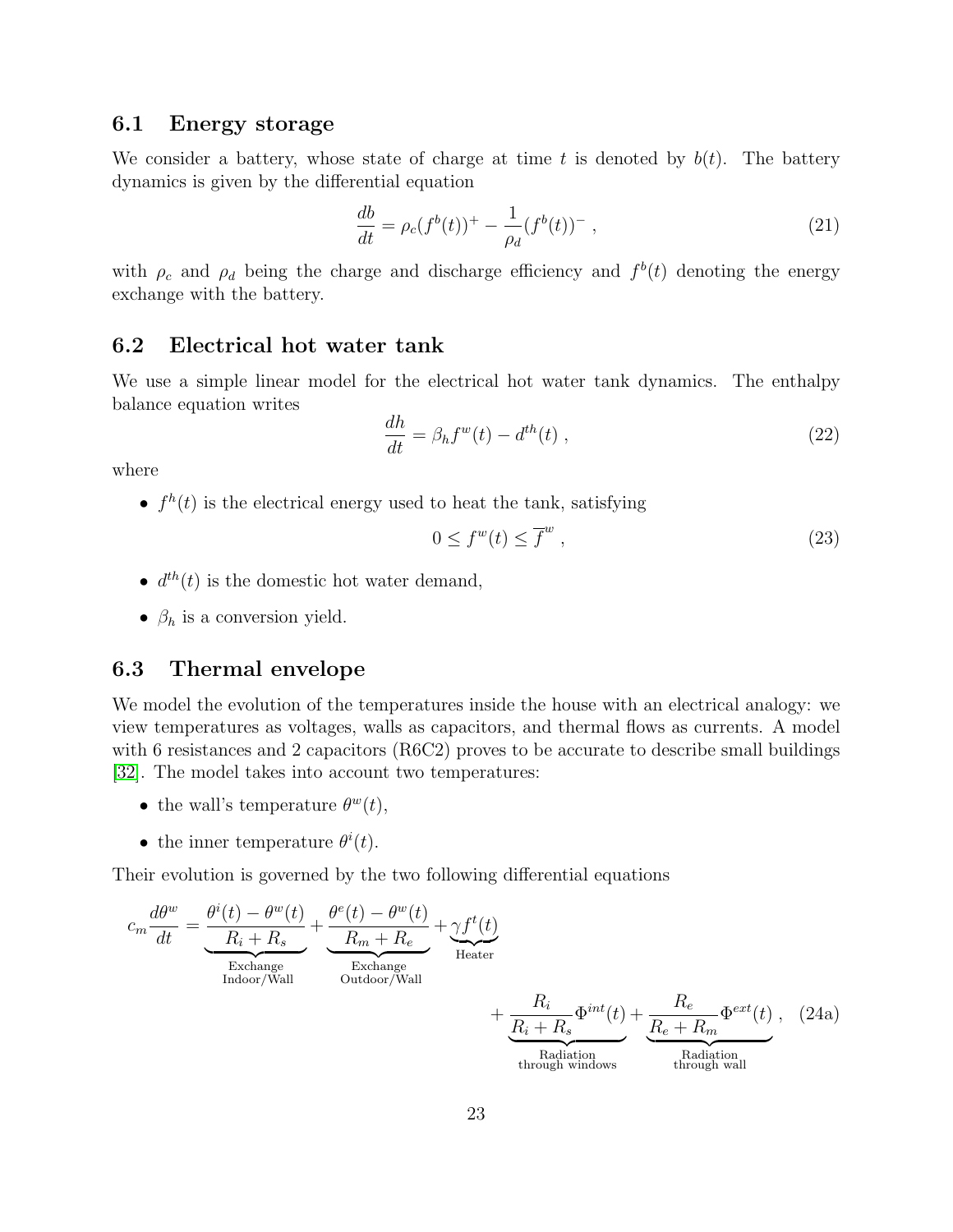### 6.1 Energy storage

We consider a battery, whose state of charge at time $t$ is denoted by $b(t)$. The battery dynamics is given by the differential equation

$$\frac{db}{dt} = \rho_c (f^b(t))^+ - \frac{1}{\rho_d}(f^b(t))^- \ , \tag{21}$$

with $\rho_c$ and $\rho_d$ being the charge and discharge efficiency and $f^b(t)$ denoting the energy exchange with the battery.

### 6.2 Electrical hot water tank

We use a simple linear model for the electrical hot water tank dynamics. The enthalpy balance equation writes

$$\frac{dh}{dt} = \beta_h f^w(t) - d^{th}(t) \ , \tag{22}$$

where

- $f^h(t)$ is the electrical energy used to heat the tank, satisfying

$$0 \leq f^w(t) \leq \overline{f}^w \ , \tag{23}$$

- $d^{th}(t)$ is the domestic hot water demand,
- $\beta_h$ is a conversion yield.

### 6.3 Thermal envelope

We model the evolution of the temperatures inside the house with an electrical analogy: we view temperatures as voltages, walls as capacitors, and thermal flows as currents. A model with 6 resistances and 2 capacitors (R6C2) proves to be accurate to describe small buildings [32]. The model takes into account two temperatures:

- the wall's temperature $\theta^w(t)$,
- the inner temperature $\theta^i(t)$.

Their evolution is governed by the two following differential equations

$$c_m \frac{d\theta^w}{dt} = \underbrace{\frac{\theta^i(t) - \theta^w(t)}{R_i + R_s}}_{\substack{\text{Exchange} \\ \text{Indoor/Wall}}} + \underbrace{\frac{\theta^e(t) - \theta^w(t)}{R_m + R_e}}_{\substack{\text{Exchange} \\ \text{Outdoor/Wall}}} + \underbrace{\gamma f^t(t)}_{\text{Heater}} + \underbrace{\frac{R_i}{R_i + R_s}\Phi^{int}(t)}_{\substack{\text{Radiation} \\ \text{through windows}}} + \underbrace{\frac{R_e}{R_e + R_m}\Phi^{ext}(t)}_{\substack{\text{Radiation} \\ \text{through wall}}} \ , \tag{24a}$$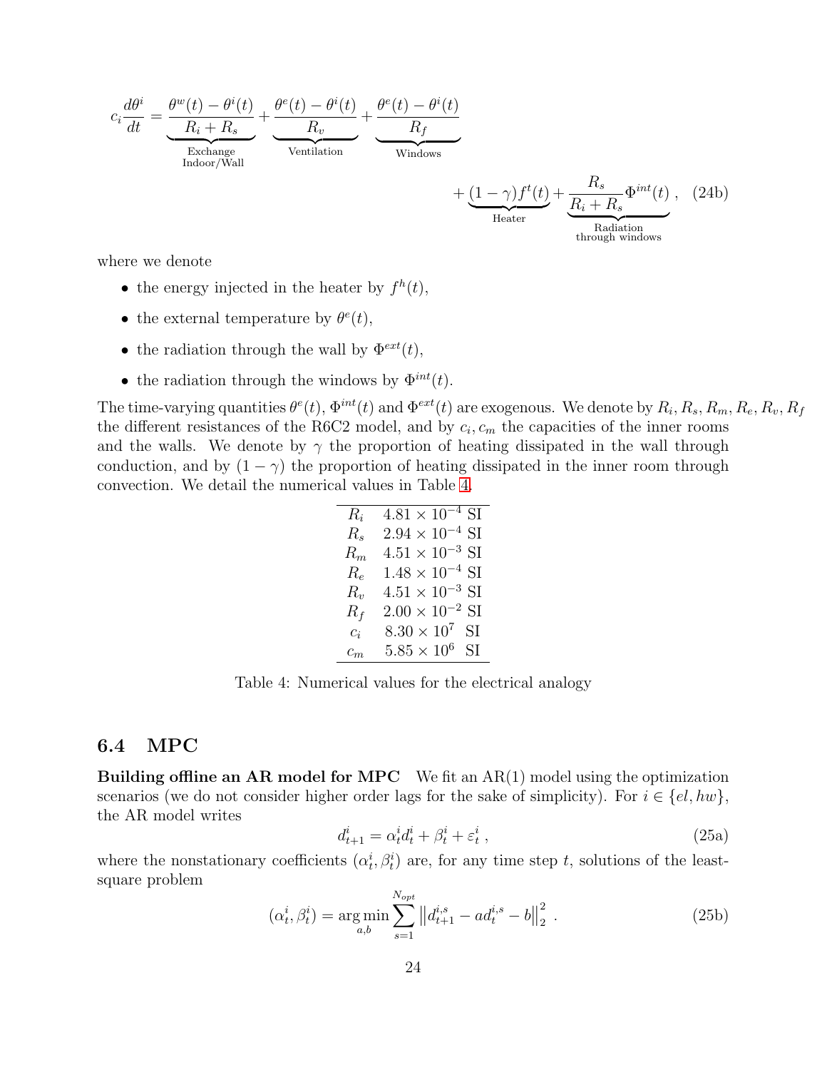$$
c_i \frac{d\theta^i}{dt} = \underbrace{\frac{\theta^w(t) - \theta^i(t)}{R_i + R_s}}_{\substack{\text{Exchange} \\ \text{Indoor/Wall}}} + \underbrace{\frac{\theta^e(t) - \theta^i(t)}{R_v}}_{\text{Ventilation}} + \underbrace{\frac{\theta^e(t) - \theta^i(t)}{R_f}}_{\text{Windows}}
$$

$$
+ \underbrace{(1-\gamma) f^t(t)}_{\text{Heater}} + \underbrace{\frac{R_s}{R_i + R_s} \Phi^{int}(t)}_{\substack{\text{Radiation} \\ \text{through windows}}} , \quad \text{(24b)}
$$

where we denote

- the energy injected in the heater by $f^h(t)$,
- the external temperature by $\theta^e(t)$,
- the radiation through the wall by $\Phi^{ext}(t)$,
- the radiation through the windows by $\Phi^{int}(t)$.

The time-varying quantities $\theta^e(t)$, $\Phi^{int}(t)$ and $\Phi^{ext}(t)$ are exogenous. We denote by $R_i, R_s, R_m, R_e, R_v, R_f$ the different resistances of the R6C2 model, and by $c_i, c_m$ the capacities of the inner rooms and the walls. We denote by $\gamma$ the proportion of heating dissipated in the wall through conduction, and by $(1 - \gamma)$ the proportion of heating dissipated in the inner room through convection. We detail the numerical values in Table 4.

| | |
|---|---|
| $R_i$ | $4.81 \times 10^{-4}$ SI |
| $R_s$ | $2.94 \times 10^{-4}$ SI |
| $R_m$ | $4.51 \times 10^{-3}$ SI |
| $R_e$ | $1.48 \times 10^{-4}$ SI |
| $R_v$ | $4.51 \times 10^{-3}$ SI |
| $R_f$ | $2.00 \times 10^{-2}$ SI |
| $c_i$ | $8.30 \times 10^{7}$ SI |
| $c_m$ | $5.85 \times 10^{6}$ SI |

Table 4: Numerical values for the electrical analogy

## 6.4 MPC

**Building offline an AR model for MPC** We fit an AR(1) model using the optimization scenarios (we do not consider higher order lags for the sake of simplicity). For $i \in \{el, hw\}$, the AR model writes

$$
d^i_{t+1} = \alpha^i_t d^i_t + \beta^i_t + \varepsilon^i_t , \quad \text{(25a)}
$$

where the nonstationary coefficients $(\alpha^i_t, \beta^i_t)$ are, for any time step $t$, solutions of the least-square problem

$$
(\alpha^i_t, \beta^i_t) = \arg\min_{a,b} \sum_{s=1}^{N_{opt}} \left\| d^{i,s}_{t+1} - a d^{i,s}_t - b \right\|_2^2 . \quad \text{(25b)}
$$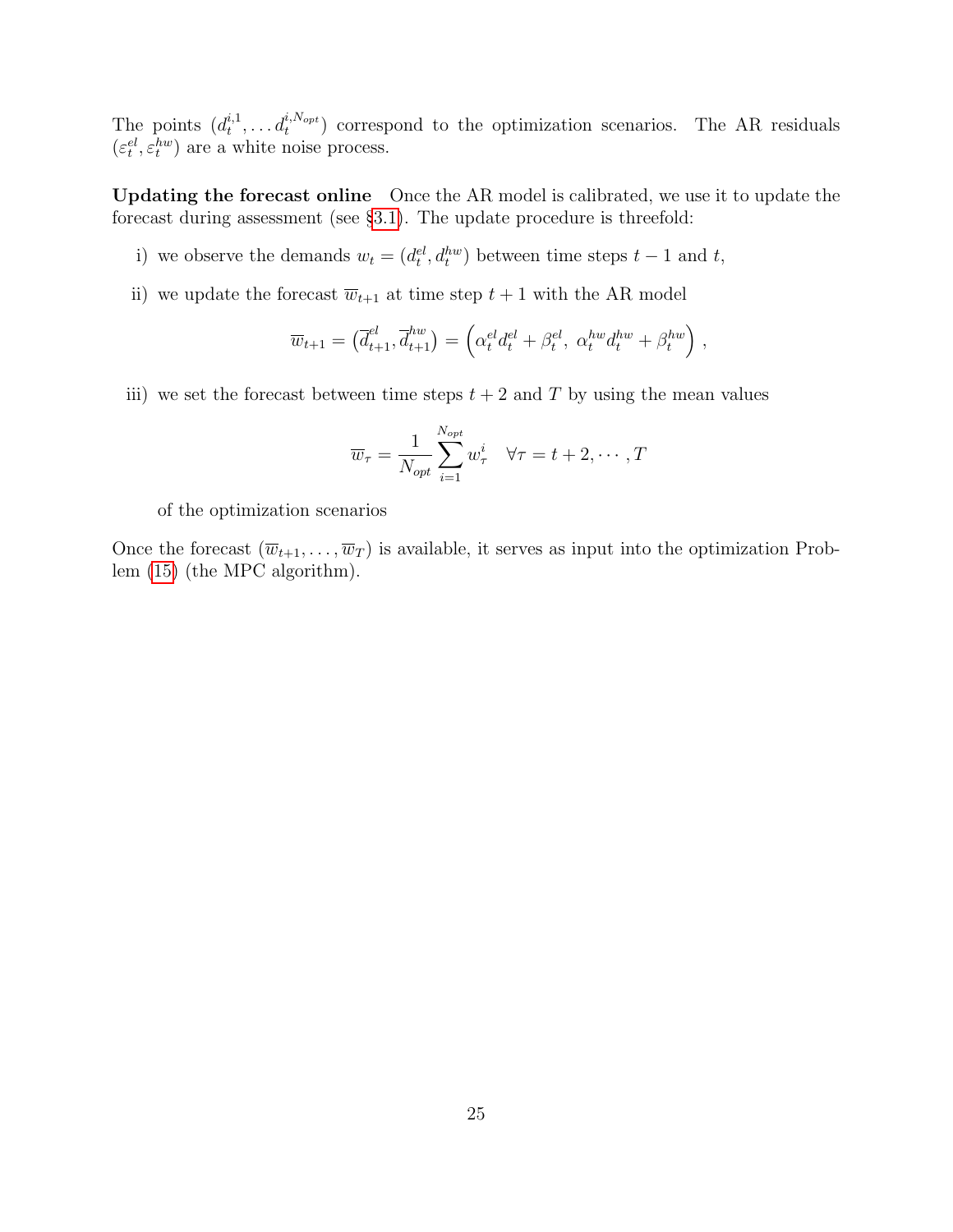The points $(d_t^{i,1}, \dots d_t^{i,N_{opt}})$ correspond to the optimization scenarios. The AR residuals $(\varepsilon_t^{el}, \varepsilon_t^{hw})$ are a white noise process.

**Updating the forecast online** Once the AR model is calibrated, we use it to update the forecast during assessment (see §3.1). The update procedure is threefold:

i) we observe the demands $w_t = (d_t^{el}, d_t^{hw})$ between time steps $t-1$ and $t$,

ii) we update the forecast $\overline{w}_{t+1}$ at time step $t+1$ with the AR model

$$\overline{w}_{t+1} = (\overline{d}_{t+1}^{el}, \overline{d}_{t+1}^{hw}) = \left(\alpha_t^{el} d_t^{el} + \beta_t^{el},\ \alpha_t^{hw} d_t^{hw} + \beta_t^{hw}\right),$$

iii) we set the forecast between time steps $t+2$ and $T$ by using the mean values

$$\overline{w}_\tau = \frac{1}{N_{opt}} \sum_{i=1}^{N_{opt}} w_\tau^i \quad \forall \tau = t+2, \cdots, T$$

of the optimization scenarios

Once the forecast $(\overline{w}_{t+1}, \dots, \overline{w}_T)$ is available, it serves as input into the optimization Problem (15) (the MPC algorithm).